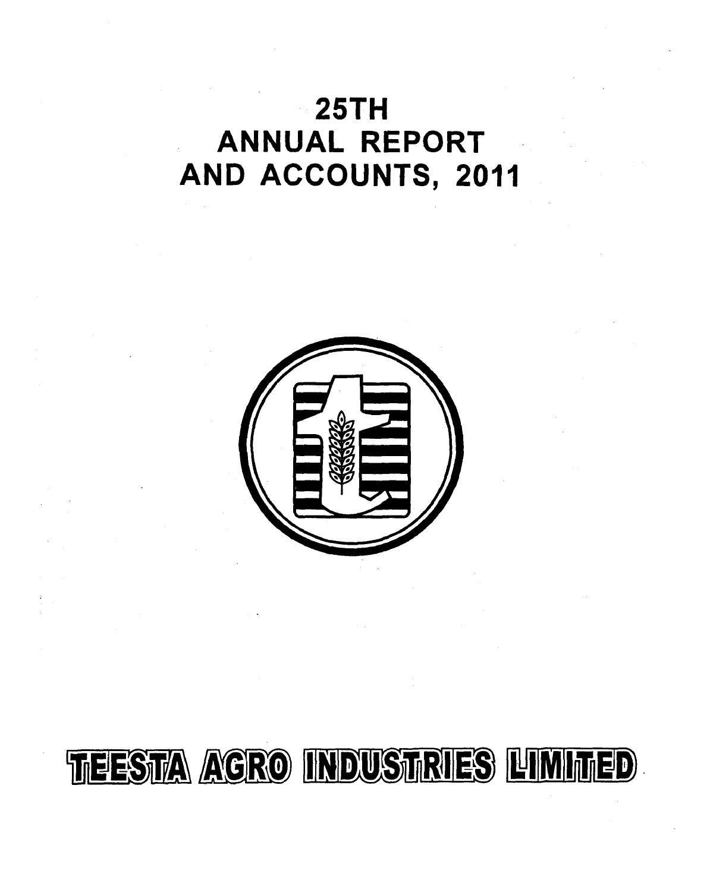# 25TH ANNUAL REPORT AND ACCOUNTS, 2011

# TEESTA AGRO INDUSTRIES LIMITED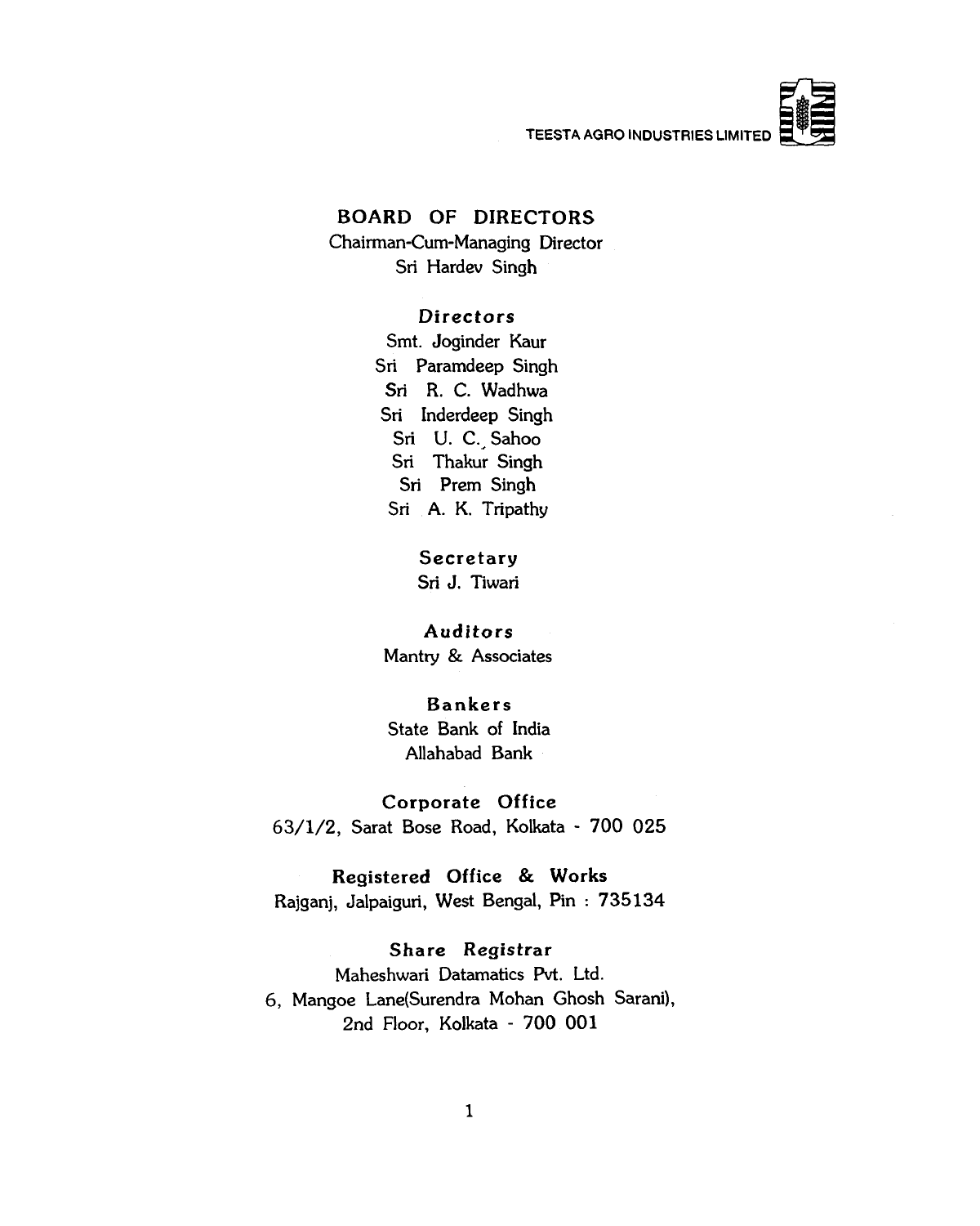## BOARD OF DIRECTORS

Chairman-Cum-Managing Director
Sri Hardev Singh

### *Directors*

Smt. Joginder Kaur
Sri Paramdeep Singh
Sri R. C. Wadhwa
Sri Inderdeep Singh
Sri U. C. Sahoo
Sri Thakur Singh
Sri Prem Singh
Sri A. K. Tripathy

### Secretary

Sri J. Tiwari

### *Auditors*

Mantry & Associates

### Bankers

State Bank of India
Allahabad Bank

### Corporate Office

63/1/2, Sarat Bose Road, Kolkata - 700 025

### Registered Office & Works

Rajganj, Jalpaiguri, West Bengal, Pin : 735134

### Share *Registrar*

Maheshwari Datamatics Pvt. Ltd.
6, Mangoe Lane(Surendra Mohan Ghosh Sarani),
2nd Floor, Kolkata - 700 001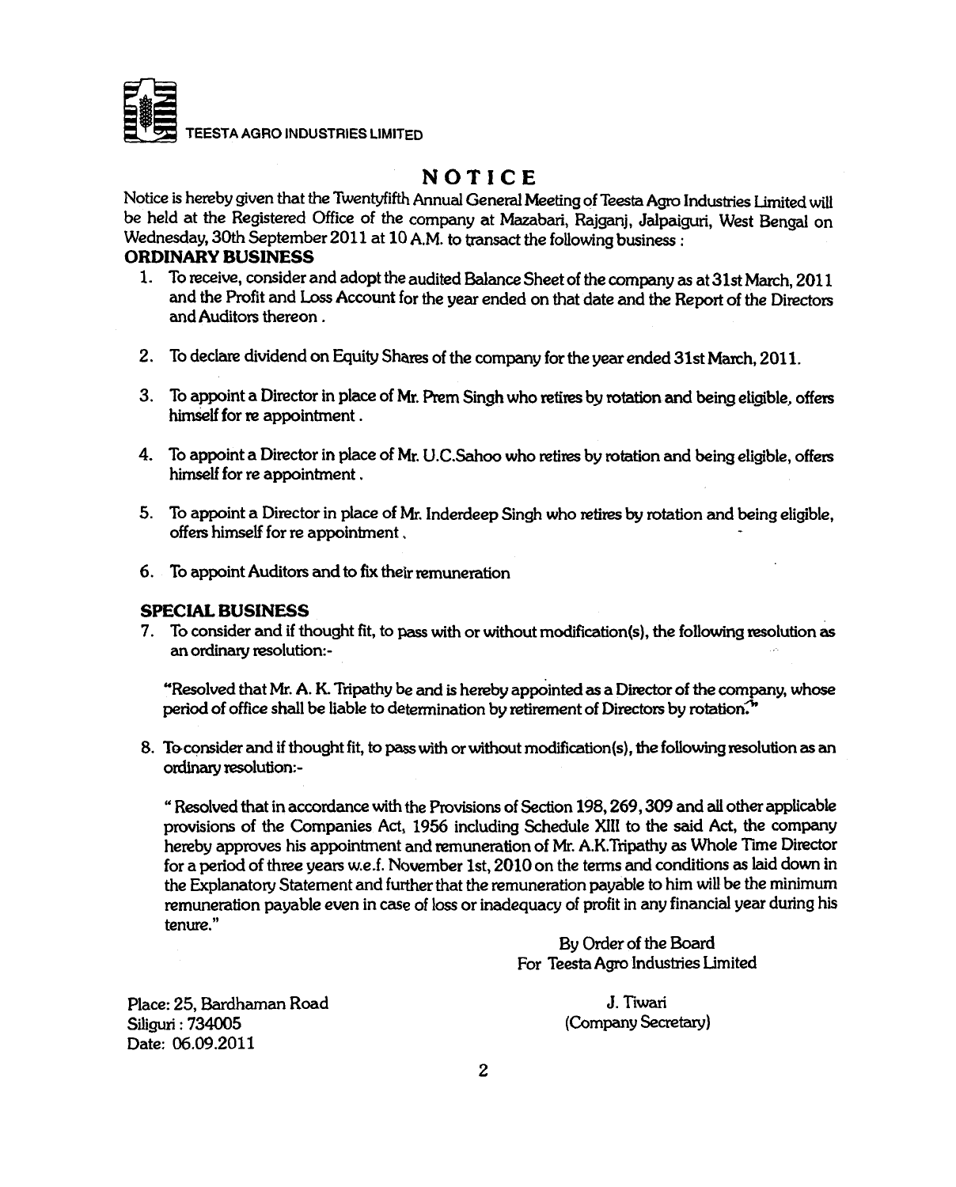TEESTA AGRO INDUSTRIES LIMITED

# NOTICE

Notice is hereby given that the Twentyfifth Annual General Meeting of Teesta Agro Industries Limited will be held at the Registered Office of the company at Mazabari, Rajganj, Jalpaiguri, West Bengal on Wednesday, 30th September 2011 at 10 A.M. to transact the following business :

## ORDINARY BUSINESS

1. To receive, consider and adopt the audited Balance Sheet of the company as at 31st March, 2011 and the Profit and Loss Account for the year ended on that date and the Report of the Directors and Auditors thereon .

2. To declare dividend on Equity Shares of the company for the year ended 31st March, 2011.

3. To appoint a Director in place of Mr. Prem Singh who retires by rotation and being eligible, offers himself for re appointment .

4. To appoint a Director in place of Mr. U.C.Sahoo who retires by rotation and being eligible, offers himself for re appointment .

5. To appoint a Director in place of Mr. Inderdeep Singh who retires by rotation and being eligible, offers himself for re appointment .

6. To appoint Auditors and to fix their remuneration

## SPECIAL BUSINESS

7. To consider and if thought fit, to pass with or without modification(s), the following resolution as an ordinary resolution:-

   "Resolved that Mr. A. K. Tripathy be and is hereby appointed as a Director of the company, whose period of office shall be liable to determination by retirement of Directors by rotation."

8. To consider and if thought fit, to pass with or without modification(s), the following resolution as an ordinary resolution:-

   " Resolved that in accordance with the Provisions of Section 198, 269, 309 and all other applicable provisions of the Companies Act, 1956 including Schedule XIII to the said Act, the company hereby approves his appointment and remuneration of Mr. A.K.Tripathy as Whole Time Director for a period of three years w.e.f. November 1st, 2010 on the terms and conditions as laid down in the Explanatory Statement and further that the remuneration payable to him will be the minimum remuneration payable even in case of loss or inadequacy of profit in any financial year during his tenure."

By Order of the Board
For Teesta Agro Industries Limited

J. Tiwari
(Company Secretary)

Place: 25, Bardhaman Road
Siliguri : 734005
Date: 06.09.2011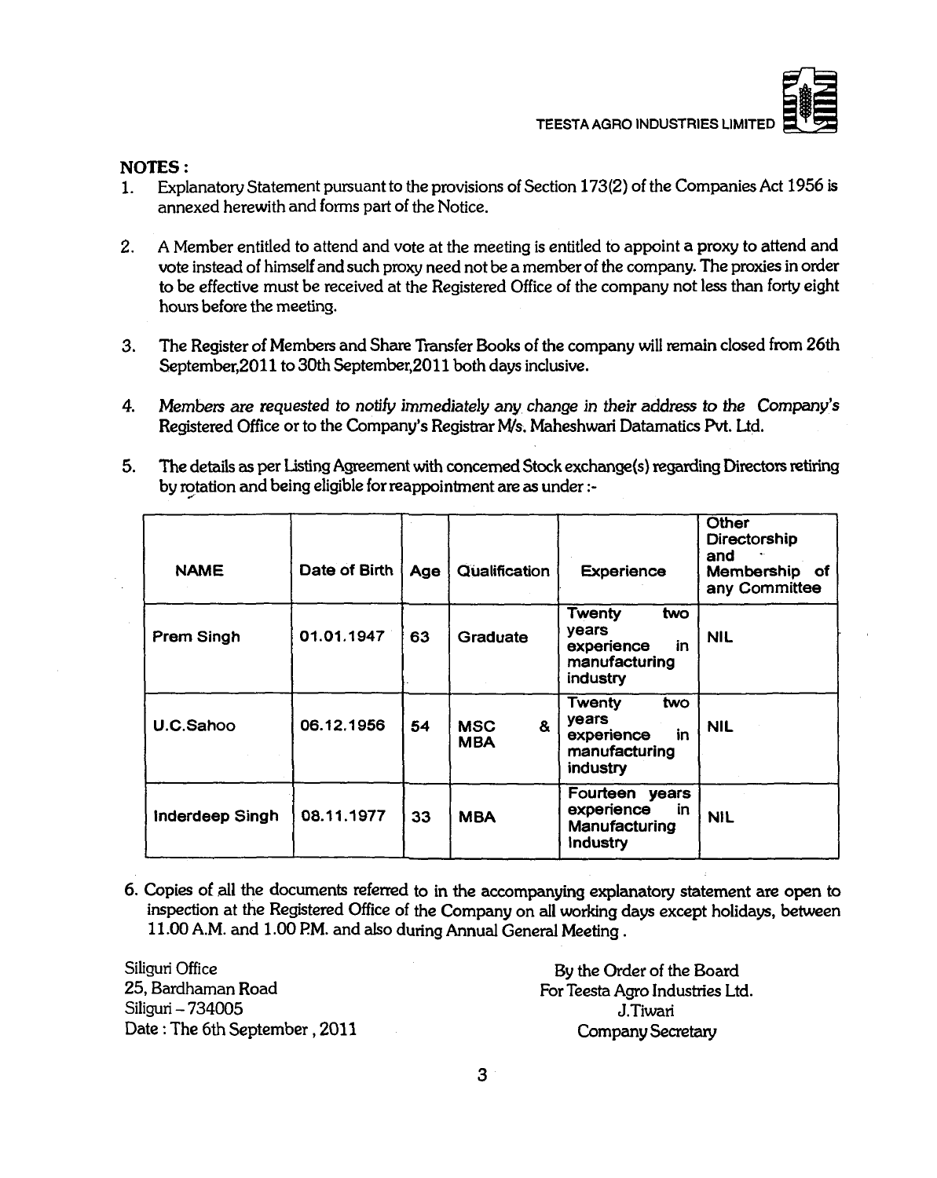## NOTES :

1. Explanatory Statement pursuant to the provisions of Section 173(2) of the Companies Act 1956 is annexed herewith and forms part of the Notice.

2. A Member entitled to attend and vote at the meeting is entitled to appoint a proxy to attend and vote instead of himself and such proxy need not be a member of the company. The proxies in order to be effective must be received at the Registered Office of the company not less than forty eight hours before the meeting.

3. The Register of Members and Share Transfer Books of the company will remain closed from 26th September,2011 to 30th September,2011 both days inclusive.

4. *Members are requested to notify immediately any change in their address to the Company's* Registered Office or to the Company's Registrar M/s. Maheshwari Datamatics Pvt. Ltd.

5. The details as per Listing Agreement with concerned Stock exchange(s) regarding Directors retiring by rotation and being eligible for reappointment are as under :-

| NAME | Date of Birth | Age | Qualification | Experience | Other Directorship and Membership of any Committee |
|---|---|---|---|---|---|
| Prem Singh | 01.01.1947 | 63 | Graduate | Twenty two years experience in manufacturing industry | NIL |
| U.C.Sahoo | 06.12.1956 | 54 | MSC & MBA | Twenty two years experience in manufacturing industry | NIL |
| Inderdeep Singh | 08.11.1977 | 33 | MBA | Fourteen years experience in Manufacturing Industry | NIL |

6. Copies of all the documents referred to in the accompanying explanatory statement are open to inspection at the Registered Office of the Company on all working days except holidays, between 11.00 A.M. and 1.00 P.M. and also during Annual General Meeting .

Siliguri Office
25, Bardhaman Road
Siliguri – 734005
Date : The 6th September , 2011

By the Order of the Board
For Teesta Agro Industries Ltd.
J.Tiwari
Company Secretary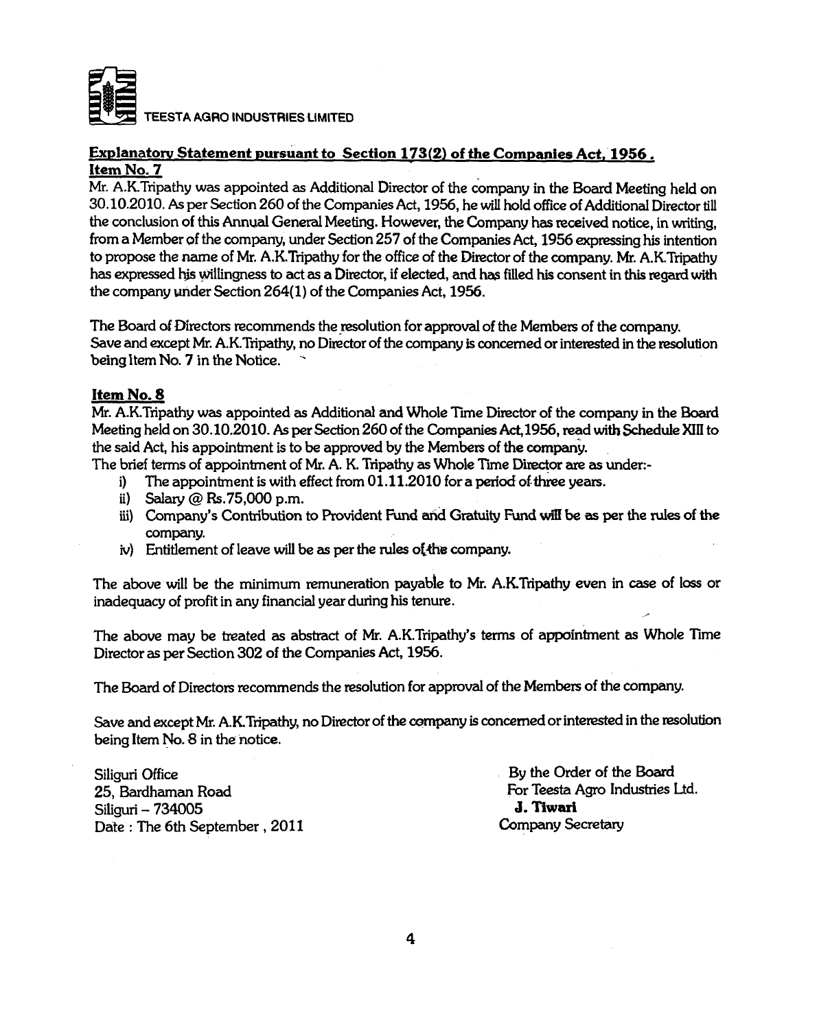TEESTA AGRO INDUSTRIES LIMITED

## Explanatory Statement pursuant to Section 173(2) of the Companies Act, 1956.

### Item No. 7

Mr. A.K.Tripathy was appointed as Additional Director of the company in the Board Meeting held on 30.10.2010. As per Section 260 of the Companies Act, 1956, he will hold office of Additional Director till the conclusion of this Annual General Meeting. However, the Company has received notice, in writing, from a Member of the company, under Section 257 of the Companies Act, 1956 expressing his intention to propose the name of Mr. A.K.Tripathy for the office of the Director of the company. Mr. A.K.Tripathy has expressed his willingness to act as a Director, if elected, and has filled his consent in this regard with the company under Section 264(1) of the Companies Act, 1956.

The Board of Directors recommends the resolution for approval of the Members of the company. Save and except Mr. A.K.Tripathy, no Director of the company is concerned or interested in the resolution being Item No. 7 in the Notice.

### Item No. 8

Mr. A.K.Tripathy was appointed as Additional and Whole Time Director of the company in the Board Meeting held on 30.10.2010. As per Section 260 of the Companies Act,1956, read with Schedule XIII to the said Act, his appointment is to be approved by the Members of the company.

The brief terms of appointment of Mr. A. K. Tripathy as Whole Time Director are as under:-

i) The appointment is with effect from 01.11.2010 for a period of three years.
ii) Salary @ Rs.75,000 p.m.
iii) Company's Contribution to Provident Fund and Gratuity Fund will be as per the rules of the company.
iv) Entitlement of leave will be as per the rules of the company.

The above will be the minimum remuneration payable to Mr. A.K.Tripathy even in case of loss or inadequacy of profit in any financial year during his tenure.

The above may be treated as abstract of Mr. A.K.Tripathy's terms of appointment as Whole Time Director as per Section 302 of the Companies Act, 1956.

The Board of Directors recommends the resolution for approval of the Members of the company.

Save and except Mr. A.K.Tripathy, no Director of the company is concerned or interested in the resolution being Item No. 8 in the notice.

Siliguri Office
25, Bardhaman Road
Siliguri – 734005
Date : The 6th September , 2011

By the Order of the Board
For Teesta Agro Industries Ltd.
**J. Tiwari**
Company Secretary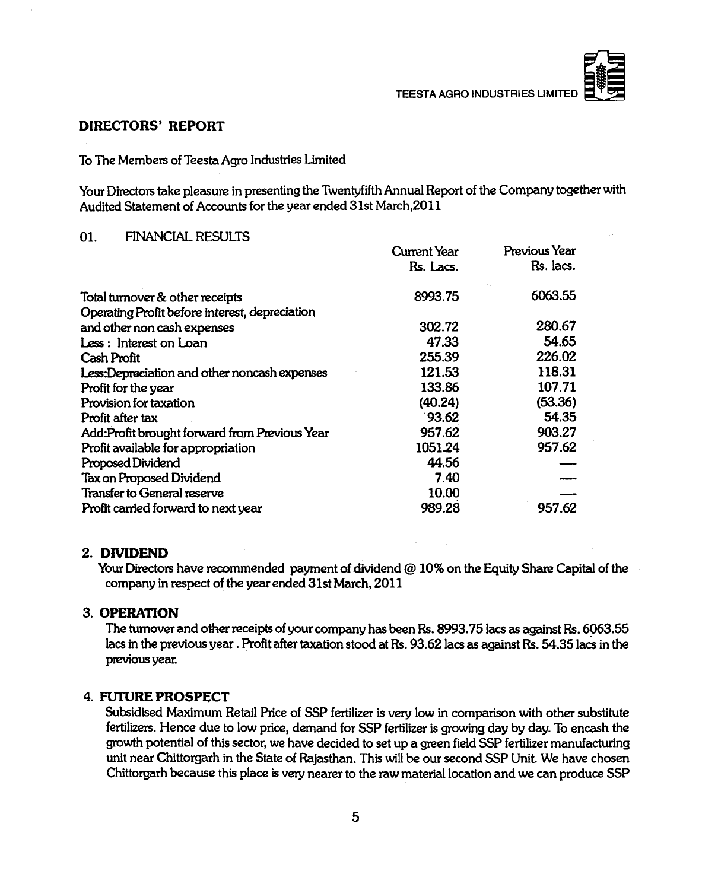## DIRECTORS' REPORT

To The Members of Teesta Agro Industries Limited

Your Directors take pleasure in presenting the Twentyfifth Annual Report of the Company together with Audited Statement of Accounts for the year ended 31st March,2011

### 01. FINANCIAL RESULTS

| | Current Year Rs. Lacs. | Previous Year Rs. lacs. |
|---|---|---|
| Total turnover & other receipts | 8993.75 | 6063.55 |
| Operating Profit before interest, depreciation and other non cash expenses | 302.72 | 280.67 |
| Less : Interest on Loan | 47.33 | 54.65 |
| Cash Profit | 255.39 | 226.02 |
| Less:Depreciation and other noncash expenses | 121.53 | 118.31 |
| Profit for the year | 133.86 | 107.71 |
| Provision for taxation | (40.24) | (53.36) |
| Profit after tax | 93.62 | 54.35 |
| Add:Profit brought forward from Previous Year | 957.62 | 903.27 |
| Profit available for appropriation | 1051.24 | 957.62 |
| Proposed Dividend | 44.56 | — |
| Tax on Proposed Dividend | 7.40 | — |
| Transfer to General reserve | 10.00 | — |
| Profit carried forward to next year | 989.28 | 957.62 |

### 2. DIVIDEND

Your Directors have recommended payment of dividend @ 10% on the Equity Share Capital of the company in respect of the year ended 31st March, 2011

### 3. OPERATION

The turnover and other receipts of your company has been Rs. 8993.75 lacs as against Rs. 6063.55 lacs in the previous year . Profit after taxation stood at Rs. 93.62 lacs as against Rs. 54.35 lacs in the previous year.

### 4. FUTURE PROSPECT

Subsidised Maximum Retail Price of SSP fertilizer is very low in comparison with other substitute fertilizers. Hence due to low price, demand for SSP fertilizer is growing day by day. To encash the growth potential of this sector, we have decided to set up a green field SSP fertilizer manufacturing unit near Chittorgarh in the State of Rajasthan. This will be our second SSP Unit. We have chosen Chittorgarh because this place is very nearer to the raw material location and we can produce SSP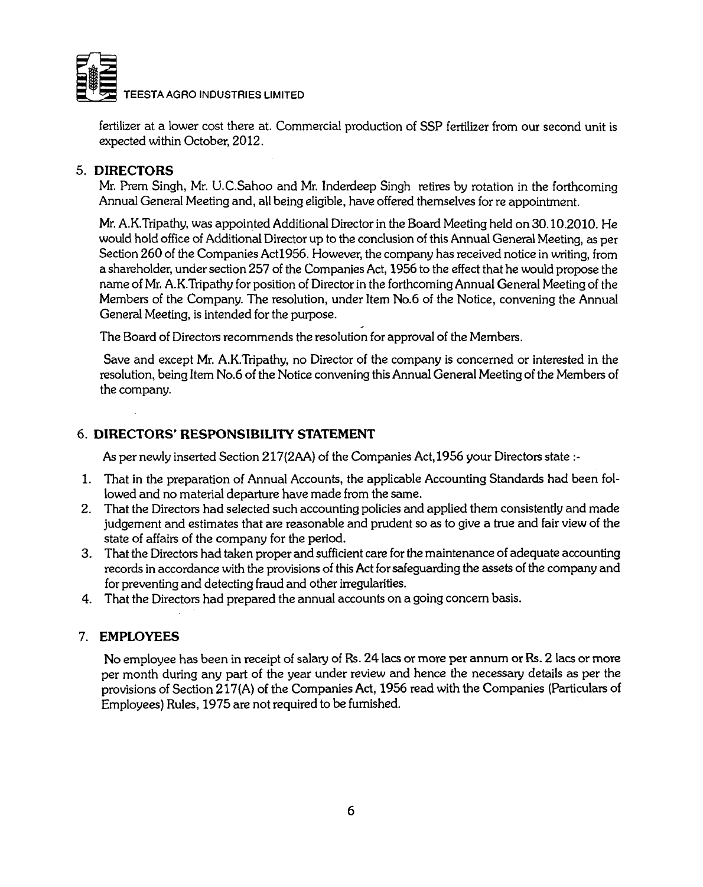fertilizer at a lower cost there at. Commercial production of SSP fertilizer from our second unit is expected within October, 2012.

## 5. DIRECTORS

Mr. Prem Singh, Mr. U.C.Sahoo and Mr. Inderdeep Singh retires by rotation in the forthcoming Annual General Meeting and, all being eligible, have offered themselves for re appointment.

Mr. A.K.Tripathy, was appointed Additional Director in the Board Meeting held on 30.10.2010. He would hold office of Additional Director up to the conclusion of this Annual General Meeting, as per Section 260 of the Companies Act1956. However, the company has received notice in writing, from a shareholder, under section 257 of the Companies Act, 1956 to the effect that he would propose the name of Mr. A.K.Tripathy for position of Director in the forthcoming Annual General Meeting of the Members of the Company. The resolution, under Item No.6 of the Notice, convening the Annual General Meeting, is intended for the purpose.

The Board of Directors recommends the resolution for approval of the Members.

Save and except Mr. A.K.Tripathy, no Director of the company is concerned or interested in the resolution, being Item No.6 of the Notice convening this Annual General Meeting of the Members of the company.

## 6. DIRECTORS' RESPONSIBILITY STATEMENT

As per newly inserted Section 217(2AA) of the Companies Act,1956 your Directors state :-

1. That in the preparation of Annual Accounts, the applicable Accounting Standards had been followed and no material departure have made from the same.
2. That the Directors had selected such accounting policies and applied them consistently and made judgement and estimates that are reasonable and prudent so as to give a true and fair view of the state of affairs of the company for the period.
3. That the Directors had taken proper and sufficient care for the maintenance of adequate accounting records in accordance with the provisions of this Act for safeguarding the assets of the company and for preventing and detecting fraud and other irregularities.
4. That the Directors had prepared the annual accounts on a going concern basis.

## 7. EMPLOYEES

No employee has been in receipt of salary of Rs. 24 lacs or more per annum or Rs. 2 lacs or more per month during any part of the year under review and hence the necessary details as per the provisions of Section 217(A) of the Companies Act, 1956 read with the Companies (Particulars of Employees) Rules, 1975 are not required to be furnished.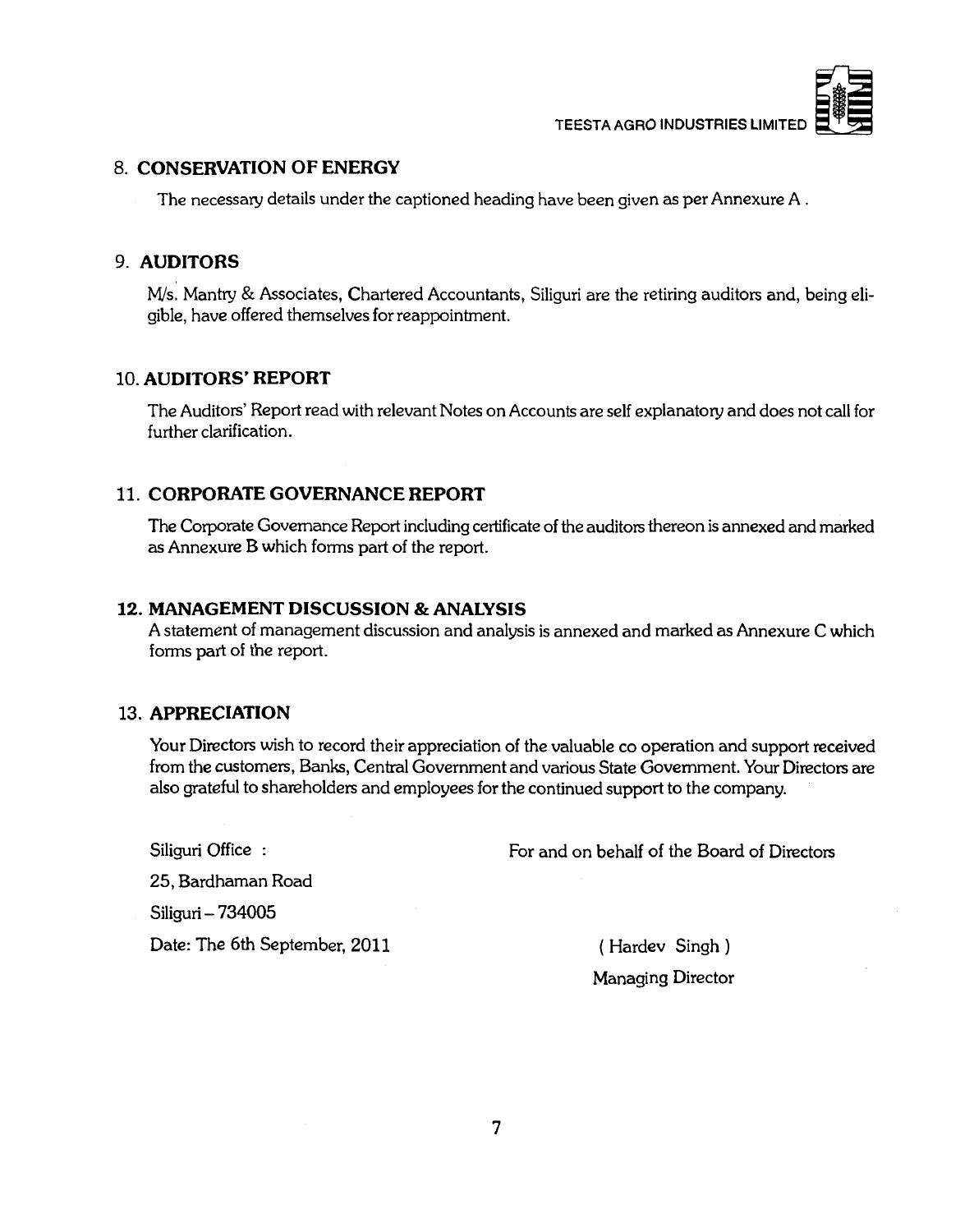## 8. CONSERVATION OF ENERGY

The necessary details under the captioned heading have been given as per Annexure A .

## 9. AUDITORS

M/s. Mantry & Associates, Chartered Accountants, Siliguri are the retiring auditors and, being eligible, have offered themselves for reappointment.

## 10. AUDITORS' REPORT

The Auditors' Report read with relevant Notes on Accounts are self explanatory and does not call for further clarification.

## 11. CORPORATE GOVERNANCE REPORT

The Corporate Governance Report including certificate of the auditors thereon is annexed and marked as Annexure B which forms part of the report.

## 12. MANAGEMENT DISCUSSION & ANALYSIS

A statement of management discussion and analysis is annexed and marked as Annexure C which forms part of the report.

## 13. APPRECIATION

Your Directors wish to record their appreciation of the valuable co operation and support received from the customers, Banks, Central Government and various State Government. Your Directors are also grateful to shareholders and employees for the continued support to the company.

Siliguri Office :

25, Bardhaman Road

Siliguri – 734005

Date: The 6th September, 2011

For and on behalf of the Board of Directors

( Hardev Singh )

Managing Director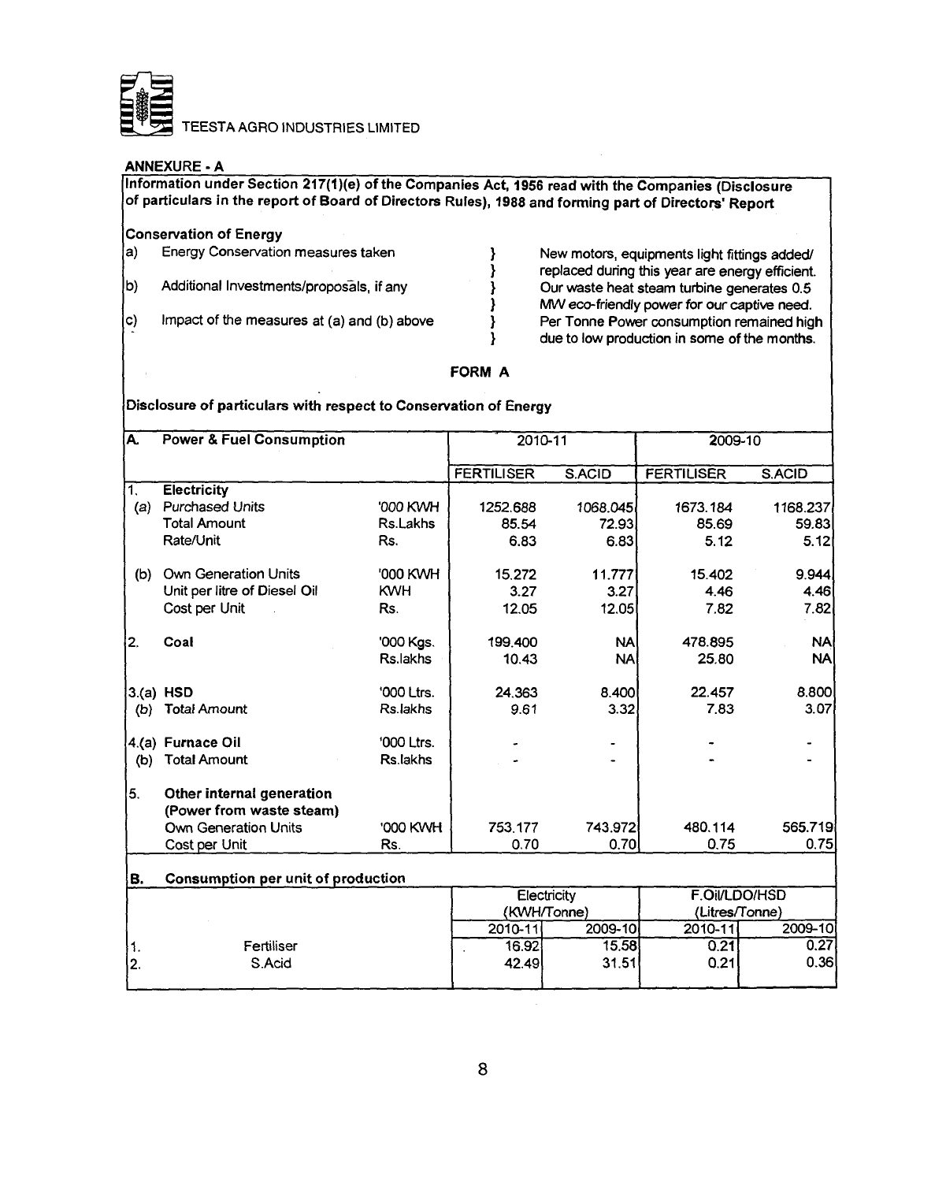TEESTA AGRO INDUSTRIES LIMITED

**ANNEXURE - A**

**Information under Section 217(1)(e) of the Companies Act, 1956 read with the Companies (Disclosure of particulars in the report of Board of Directors Rules), 1988 and forming part of Directors' Report**

**Conservation of Energy**

a) Energy Conservation measures taken
b) Additional Investments/proposals, if any
c) Impact of the measures at (a) and (b) above

} New motors, equipments light fittings added/ replaced during this year are energy efficient. Our waste heat steam turbine generates 0.5 MW eco-friendly power for our captive need. Per Tonne Power consumption remained high due to low production in some of the months.

**FORM A**

**Disclosure of particulars with respect to Conservation of Energy**

| **A.** | **Power & Fuel Consumption** | | 2010-11 | | 2009-10 | |
|---|---|---|---|---|---|---|
| | | | FERTILISER | S.ACID | FERTILISER | S.ACID |
| 1. | **Electricity** | | | | | |
| (a) | Purchased Units | '000 KWH | 1252.688 | 1068.045 | 1673.184 | 1168.237 |
| | Total Amount | Rs.Lakhs | 85.54 | 72.93 | 85.69 | 59.83 |
| | Rate/Unit | Rs. | 6.83 | 6.83 | 5.12 | 5.12 |
| (b) | Own Generation Units | '000 KWH | 15.272 | 11.777 | 15.402 | 9.944 |
| | Unit per litre of Diesel Oil | KWH | 3.27 | 3.27 | 4.46 | 4.46 |
| | Cost per Unit | Rs. | 12.05 | 12.05 | 7.82 | 7.82 |
| 2. | **Coal** | '000 Kgs. | 199.400 | NA | 478.895 | NA |
| | | Rs.lakhs | 10.43 | NA | 25.80 | NA |
| 3.(a) | **HSD** | '000 Ltrs. | 24.363 | 8.400 | 22.457 | 8.800 |
| (b) | Total Amount | Rs.lakhs | 9.61 | 3.32 | 7.83 | 3.07 |
| 4.(a) | **Furnace Oil** | '000 Ltrs. | - | - | - | - |
| (b) | Total Amount | Rs.lakhs | - | - | - | - |
| 5. | **Other internal generation (Power from waste steam)** | | | | | |
| | Own Generation Units | '000 KWH | 753.177 | 743.972 | 480.114 | 565.719 |
| | Cost per Unit | Rs. | 0.70 | 0.70 | 0.75 | 0.75 |

| **B.** | **Consumption per unit of production** | Electricity (KWH/Tonne) | | F.Oil/LDO/HSD (Litres/Tonne) | |
|---|---|---|---|---|---|
| | | 2010-11 | 2009-10 | 2010-11 | 2009-10 |
| 1. | Fertiliser | 16.92 | 15.58 | 0.21 | 0.27 |
| 2. | S.Acid | 42.49 | 31.51 | 0.21 | 0.36 |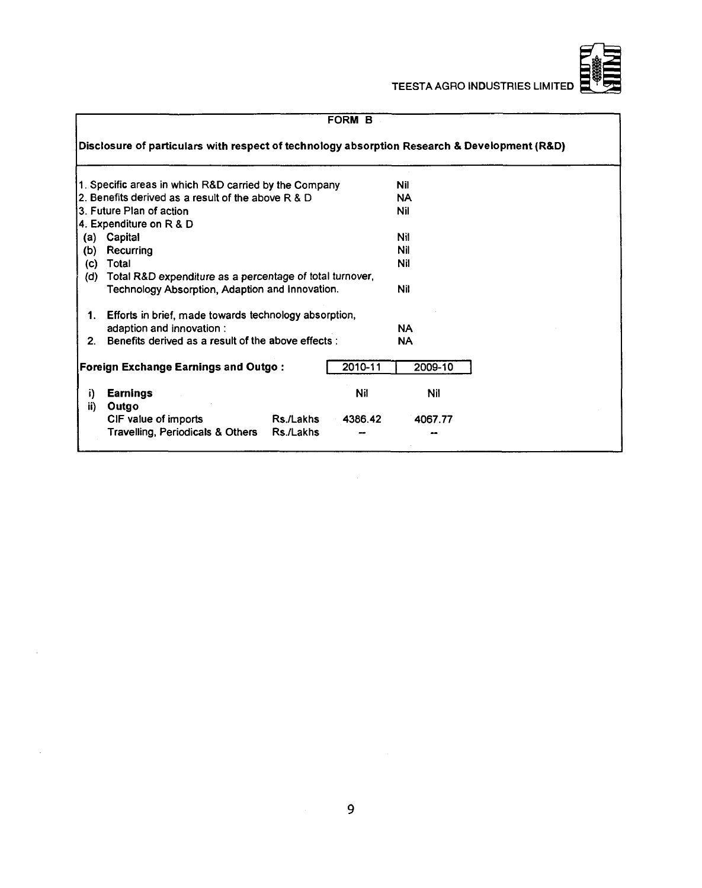## FORM B

### Disclosure of particulars with respect of technology absorption Research & Development (R&D)

| | | |
|---|---|---|
| 1. Specific areas in which R&D carried by the Company | | Nil |
| 2. Benefits derived as a result of the above R & D | | NA |
| 3. Future Plan of action | | Nil |
| 4. Expenditure on R & D | | |
| (a) | Capital | Nil |
| (b) | Recurring | Nil |
| (c) | Total | Nil |
| (d) | Total R&D expenditure as a percentage of total turnover, Technology Absorption, Adaption and Innovation. | Nil |
| 1. | Efforts in brief, made towards technology absorption, adaption and innovation : | NA |
| 2. | Benefits derived as a result of the above effects : | NA |

**Foreign Exchange Earnings and Outgo :**

| | | | 2010-11 | 2009-10 |
|---|---|---|---|---|
| i) | **Earnings** | | Nil | Nil |
| ii) | **Outgo** | | | |
| | CIF value of imports | Rs./Lakhs | 4386.42 | 4067.77 |
| | Travelling, Periodicals & Others | Rs./Lakhs | -- | -- |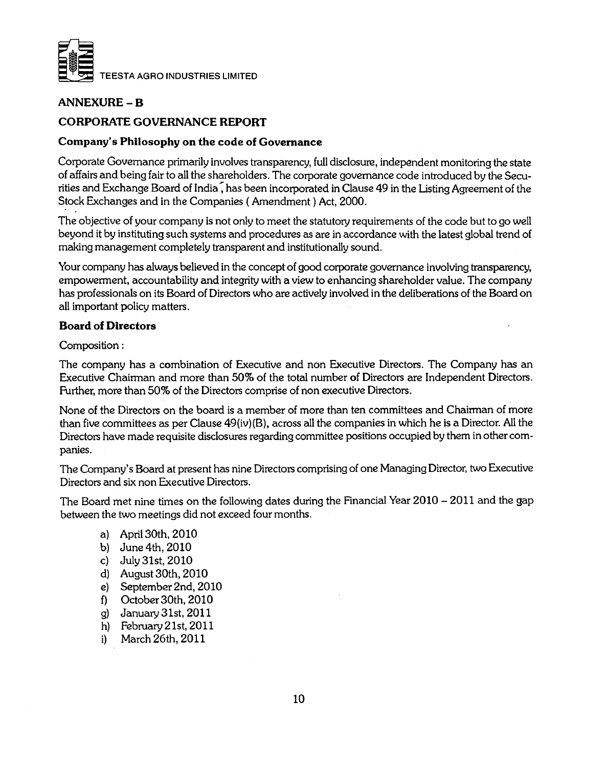## ANNEXURE – B

## CORPORATE GOVERNANCE REPORT

### Company's Philosophy on the code of Governance

Corporate Governance primarily involves transparency, full disclosure, independent monitoring the state of affairs and being fair to all the shareholders. The corporate governance code introduced by the Securities and Exchange Board of India, has been incorporated in Clause 49 in the Listing Agreement of the Stock Exchanges and in the Companies ( Amendment ) Act, 2000.

The objective of your company is not only to meet the statutory requirements of the code but to go well beyond it by instituting such systems and procedures as are in accordance with the latest global trend of making management completely transparent and institutionally sound.

Your company has always believed in the concept of good corporate governance involving transparency, empowerment, accountability and integrity with a view to enhancing shareholder value. The company has professionals on its Board of Directors who are actively involved in the deliberations of the Board on all important policy matters.

### Board of Directors

Composition :

The company has a combination of Executive and non Executive Directors. The Company has an Executive Chairman and more than 50% of the total number of Directors are Independent Directors. Further, more than 50% of the Directors comprise of non executive Directors.

None of the Directors on the board is a member of more than ten committees and Chairman of more than five committees as per Clause 49(iv)(B), across all the companies in which he is a Director. All the Directors have made requisite disclosures regarding committee positions occupied by them in other companies.

The Company's Board at present has nine Directors comprising of one Managing Director, two Executive Directors and six non Executive Directors.

The Board met nine times on the following dates during the Financial Year 2010 – 2011 and the gap between the two meetings did not exceed four months.

a) April 30th, 2010
b) June 4th, 2010
c) July 31st, 2010
d) August 30th, 2010
e) September 2nd, 2010
f) October 30th, 2010
g) January 31st, 2011
h) February 21st, 2011
i) March 26th, 2011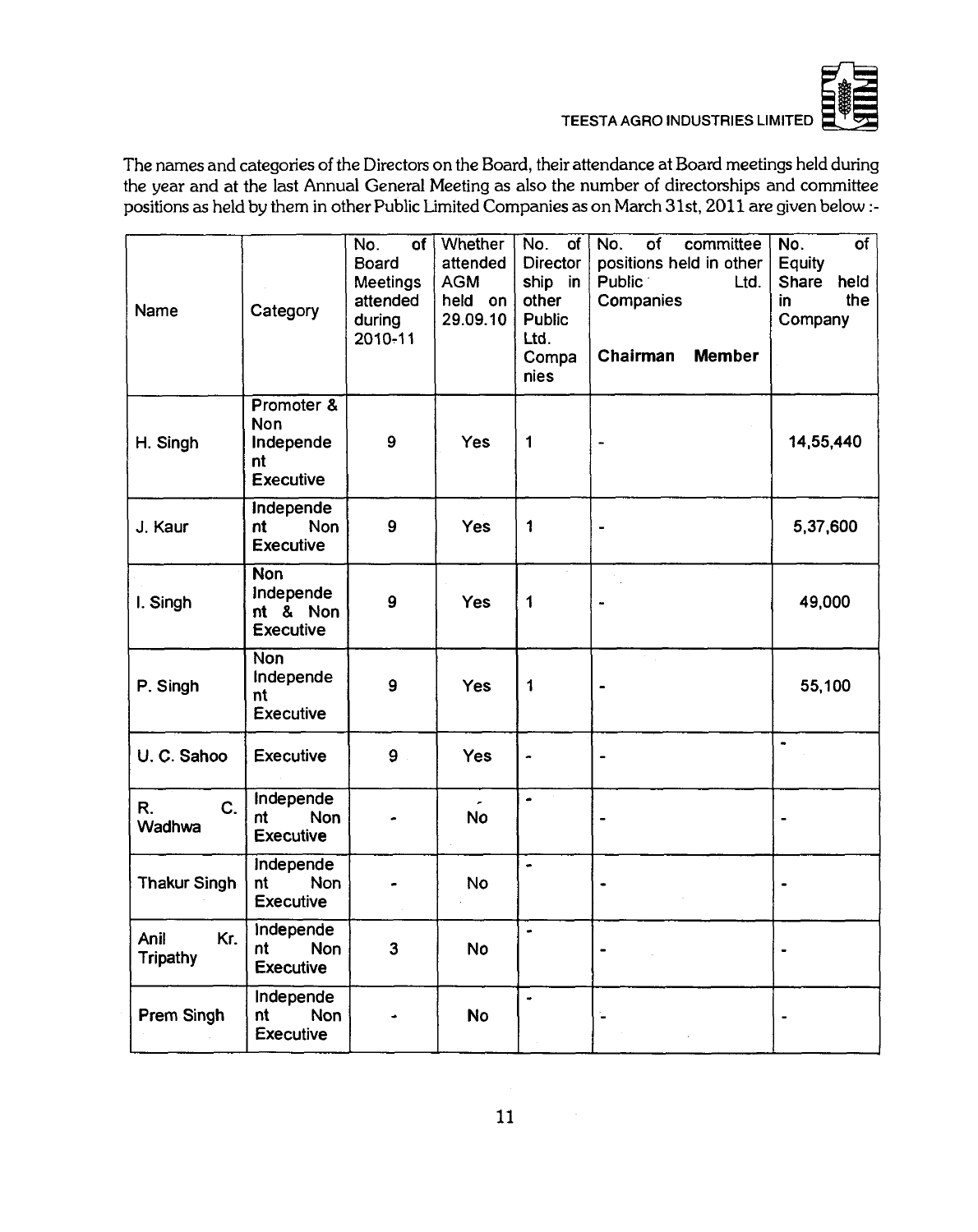The names and categories of the Directors on the Board, their attendance at Board meetings held during the year and at the last Annual General Meeting as also the number of directorships and committee positions as held by them in other Public Limited Companies as on March 31st, 2011 are given below :-

| Name | Category | No. of Board Meetings attended during 2010-11 | Whether attended AGM held on 29.09.10 | No. of Directorship in other Public Ltd. Companies | No. of committee positions held in other Public Ltd. Companies | | No. of Equity Share held in the Company |
|---|---|---|---|---|---|---|---|
| | | | | | **Chairman** | **Member** | |
| H. Singh | Promoter & Non Independent Executive | 9 | Yes | 1 | - | | 14,55,440 |
| J. Kaur | Independent Non Executive | 9 | Yes | 1 | - | | 5,37,600 |
| I. Singh | Non Independent & Non Executive | 9 | Yes | 1 | - | | 49,000 |
| P. Singh | Non Independent Executive | 9 | Yes | 1 | - | | 55,100 |
| U. C. Sahoo | Executive | 9 | Yes | - | - | | - |
| R. C. Wadhwa | Independent Non Executive | - | No | - | - | | - |
| Thakur Singh | Independent Non Executive | - | No | - | - | | - |
| Anil Kr. Tripathy | Independent Non Executive | 3 | No | - | - | | - |
| Prem Singh | Independent Non Executive | - | No | - | - | | - |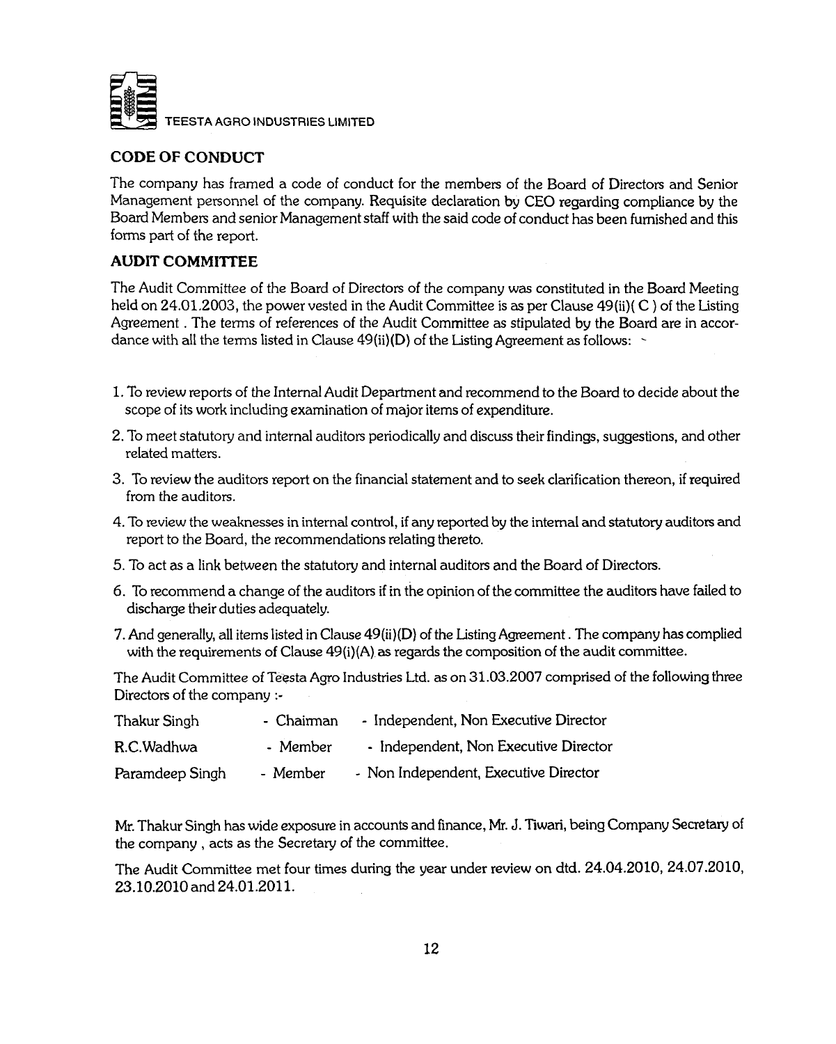## CODE OF CONDUCT

The company has framed a code of conduct for the members of the Board of Directors and Senior Management personnel of the company. Requisite declaration by CEO regarding compliance by the Board Members and senior Management staff with the said code of conduct has been furnished and this forms part of the report.

## AUDIT COMMITTEE

The Audit Committee of the Board of Directors of the company was constituted in the Board Meeting held on 24.01.2003, the power vested in the Audit Committee is as per Clause 49(ii)( C ) of the Listing Agreement . The terms of references of the Audit Committee as stipulated by the Board are in accordance with all the terms listed in Clause 49(ii)(D) of the Listing Agreement as follows:

1. To review reports of the Internal Audit Department and recommend to the Board to decide about the scope of its work including examination of major items of expenditure.
2. To meet statutory and internal auditors periodically and discuss their findings, suggestions, and other related matters.
3. To review the auditors report on the financial statement and to seek clarification thereon, if required from the auditors.
4. To review the weaknesses in internal control, if any reported by the internal and statutory auditors and report to the Board, the recommendations relating thereto.
5. To act as a link between the statutory and internal auditors and the Board of Directors.
6. To recommend a change of the auditors if in the opinion of the committee the auditors have failed to discharge their duties adequately.
7. And generally, all items listed in Clause 49(ii)(D) of the Listing Agreement. The company has complied with the requirements of Clause 49(i)(A) as regards the composition of the audit committee.

The Audit Committee of Teesta Agro Industries Ltd. as on 31.03.2007 comprised of the following three Directors of the company :-

| | | |
|---|---|---|
| Thakur Singh | - Chairman | - Independent, Non Executive Director |
| R.C.Wadhwa | - Member | - Independent, Non Executive Director |
| Paramdeep Singh | - Member | - Non Independent, Executive Director |

Mr. Thakur Singh has wide exposure in accounts and finance, Mr. J. Tiwari, being Company Secretary of the company , acts as the Secretary of the committee.

The Audit Committee met four times during the year under review on dtd. 24.04.2010, 24.07.2010, 23.10.2010 and 24.01.2011.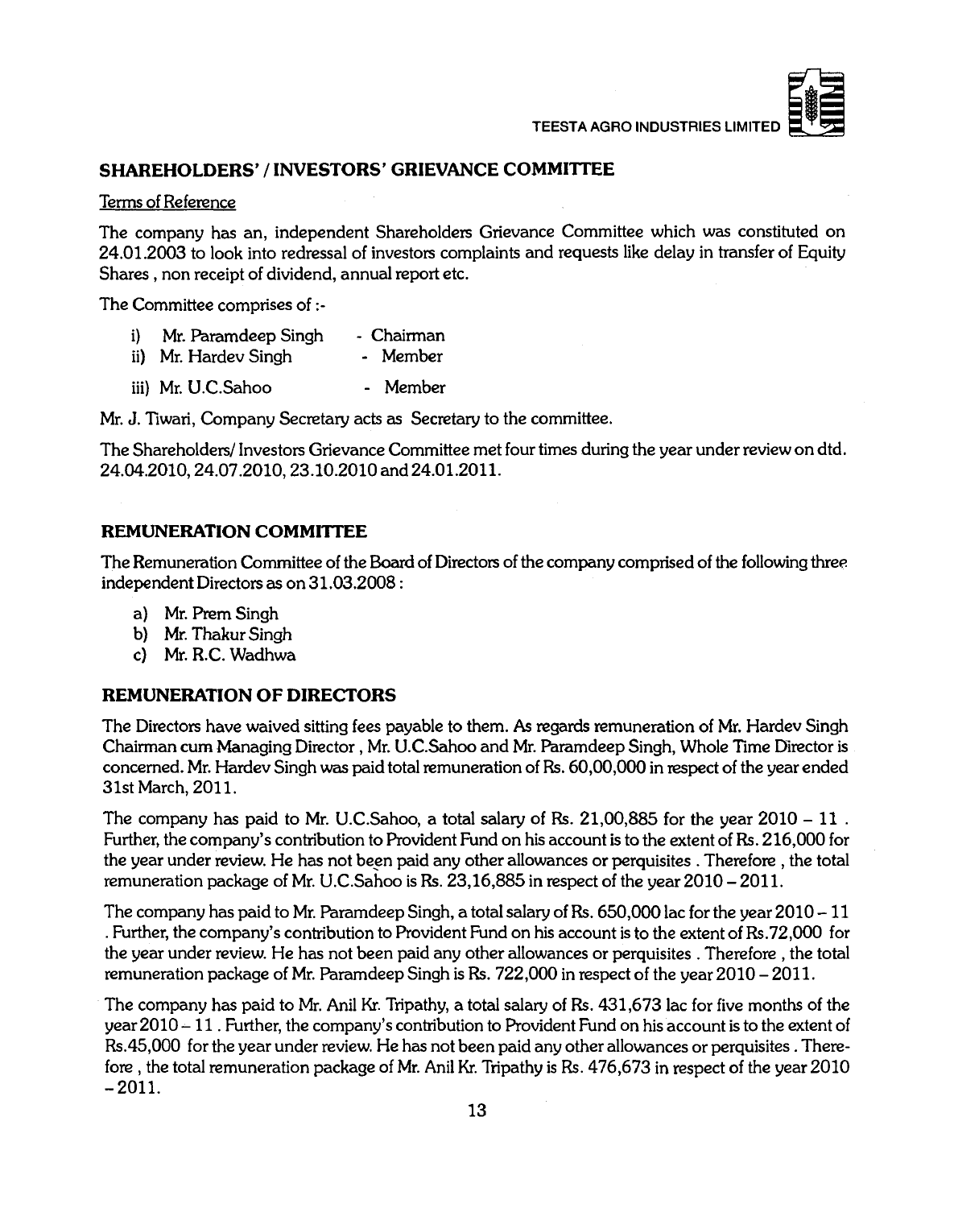## SHAREHOLDERS' / INVESTORS' GRIEVANCE COMMITTEE

Terms of Reference

The company has an, independent Shareholders Grievance Committee which was constituted on 24.01.2003 to look into redressal of investors complaints and requests like delay in transfer of Equity Shares , non receipt of dividend, annual report etc.

The Committee comprises of :-

i) Mr. Paramdeep Singh - Chairman
ii) Mr. Hardev Singh - Member
iii) Mr. U.C.Sahoo - Member

Mr. J. Tiwari, Company Secretary acts as Secretary to the committee.

The Shareholders/ Investors Grievance Committee met four times during the year under review on dtd. 24.04.2010, 24.07.2010, 23.10.2010 and 24.01.2011.

## REMUNERATION COMMITTEE

The Remuneration Committee of the Board of Directors of the company comprised of the following three independent Directors as on 31.03.2008 :

a) Mr. Prem Singh
b) Mr. Thakur Singh
c) Mr. R.C. Wadhwa

## REMUNERATION OF DIRECTORS

The Directors have waived sitting fees payable to them. As regards remuneration of Mr. Hardev Singh Chairman cum Managing Director , Mr. U.C.Sahoo and Mr. Paramdeep Singh, Whole Time Director is concerned. Mr. Hardev Singh was paid total remuneration of Rs. 60,00,000 in respect of the year ended 31st March, 2011.

The company has paid to Mr. U.C.Sahoo, a total salary of Rs. 21,00,885 for the year 2010 – 11 . Further, the company's contribution to Provident Fund on his account is to the extent of Rs. 216,000 for the year under review. He has not been paid any other allowances or perquisites . Therefore , the total remuneration package of Mr. U.C.Sahoo is Rs. 23,16,885 in respect of the year 2010 – 2011.

The company has paid to Mr. Paramdeep Singh, a total salary of Rs. 650,000 lac for the year 2010 – 11 . Further, the company's contribution to Provident Fund on his account is to the extent of Rs.72,000 for the year under review. He has not been paid any other allowances or perquisites . Therefore , the total remuneration package of Mr. Paramdeep Singh is Rs. 722,000 in respect of the year 2010 – 2011.

The company has paid to Mr. Anil Kr. Tripathy, a total salary of Rs. 431,673 lac for five months of the year 2010 – 11 . Further, the company's contribution to Provident Fund on his account is to the extent of Rs.45,000 for the year under review. He has not been paid any other allowances or perquisites . Therefore , the total remuneration package of Mr. Anil Kr. Tripathy is Rs. 476,673 in respect of the year 2010 – 2011.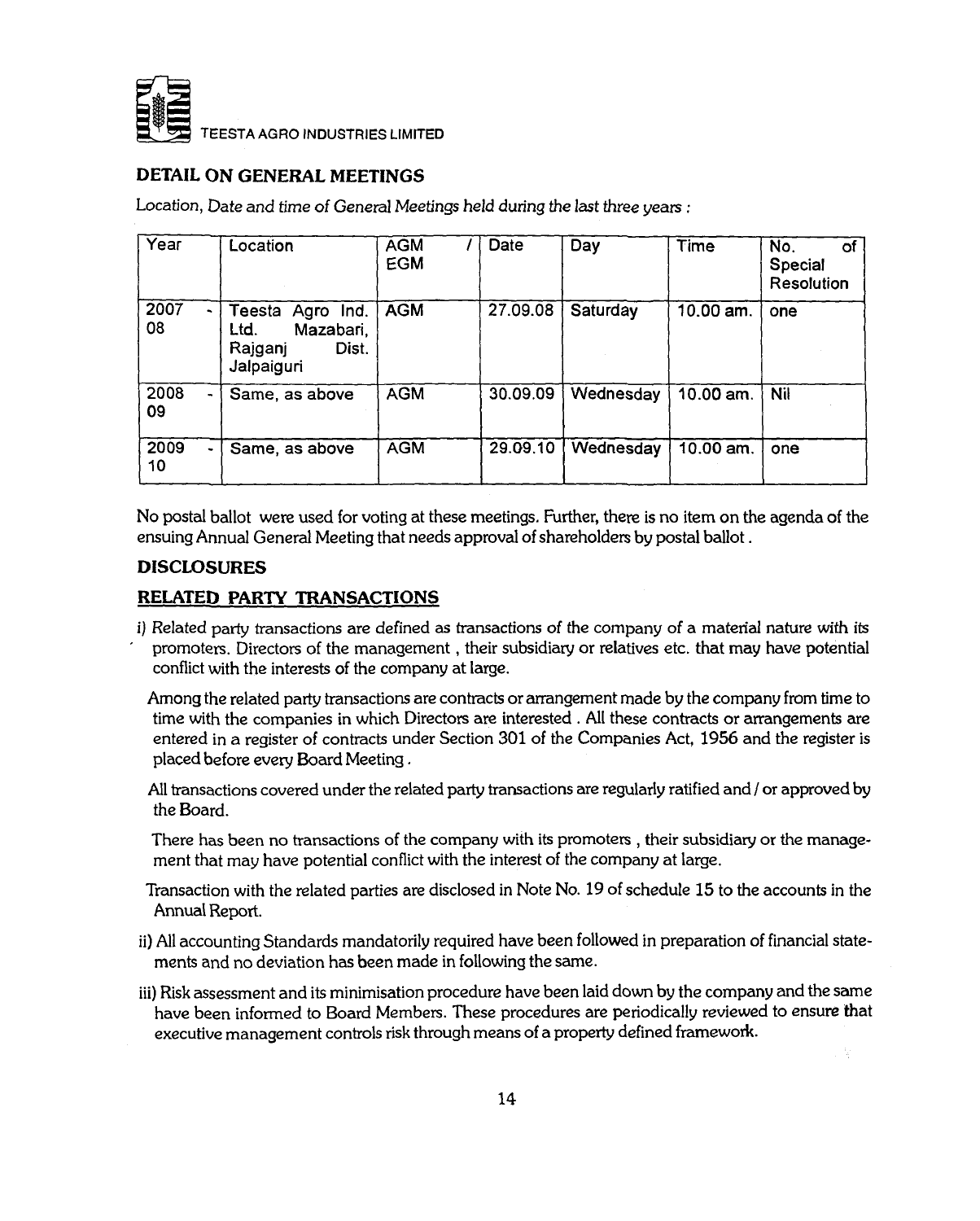## DETAIL ON GENERAL MEETINGS

*Location, Date and time of General Meetings held during the last three years :*

| Year | Location | AGM / EGM | Date | Day | Time | No. of Special Resolution |
|---|---|---|---|---|---|---|
| 2007 - 08 | Teesta Agro Ind. Ltd. Mazabari, Rajganj Dist. Jalpaiguri | AGM | 27.09.08 | Saturday | 10.00 am. | one |
| 2008 - 09 | Same, as above | AGM | 30.09.09 | Wednesday | 10.00 am. | Nil |
| 2009 - 10 | Same, as above | AGM | 29.09.10 | Wednesday | 10.00 am. | one |

No postal ballot were used for voting at these meetings. Further, there is no item on the agenda of the ensuing Annual General Meeting that needs approval of shareholders by postal ballot.

## DISCLOSURES

### RELATED PARTY TRANSACTIONS

i) Related party transactions are defined as transactions of the company of a material nature with its promoters. Directors of the management , their subsidiary or relatives etc. that may have potential conflict with the interests of the company at large.

Among the related party transactions are contracts or arrangement made by the company from time to time with the companies in which Directors are interested . All these contracts or arrangements are entered in a register of contracts under Section 301 of the Companies Act, 1956 and the register is placed before every Board Meeting .

All transactions covered under the related party transactions are regularly ratified and / or approved by the Board.

There has been no transactions of the company with its promoters , their subsidiary or the management that may have potential conflict with the interest of the company at large.

Transaction with the related parties are disclosed in Note No. 19 of schedule 15 to the accounts in the Annual Report.

ii) All accounting Standards mandatorily required have been followed in preparation of financial statements and no deviation has been made in following the same.

iii) Risk assessment and its minimisation procedure have been laid down by the company and the same have been informed to Board Members. These procedures are periodically reviewed to ensure that executive management controls risk through means of a property defined framework.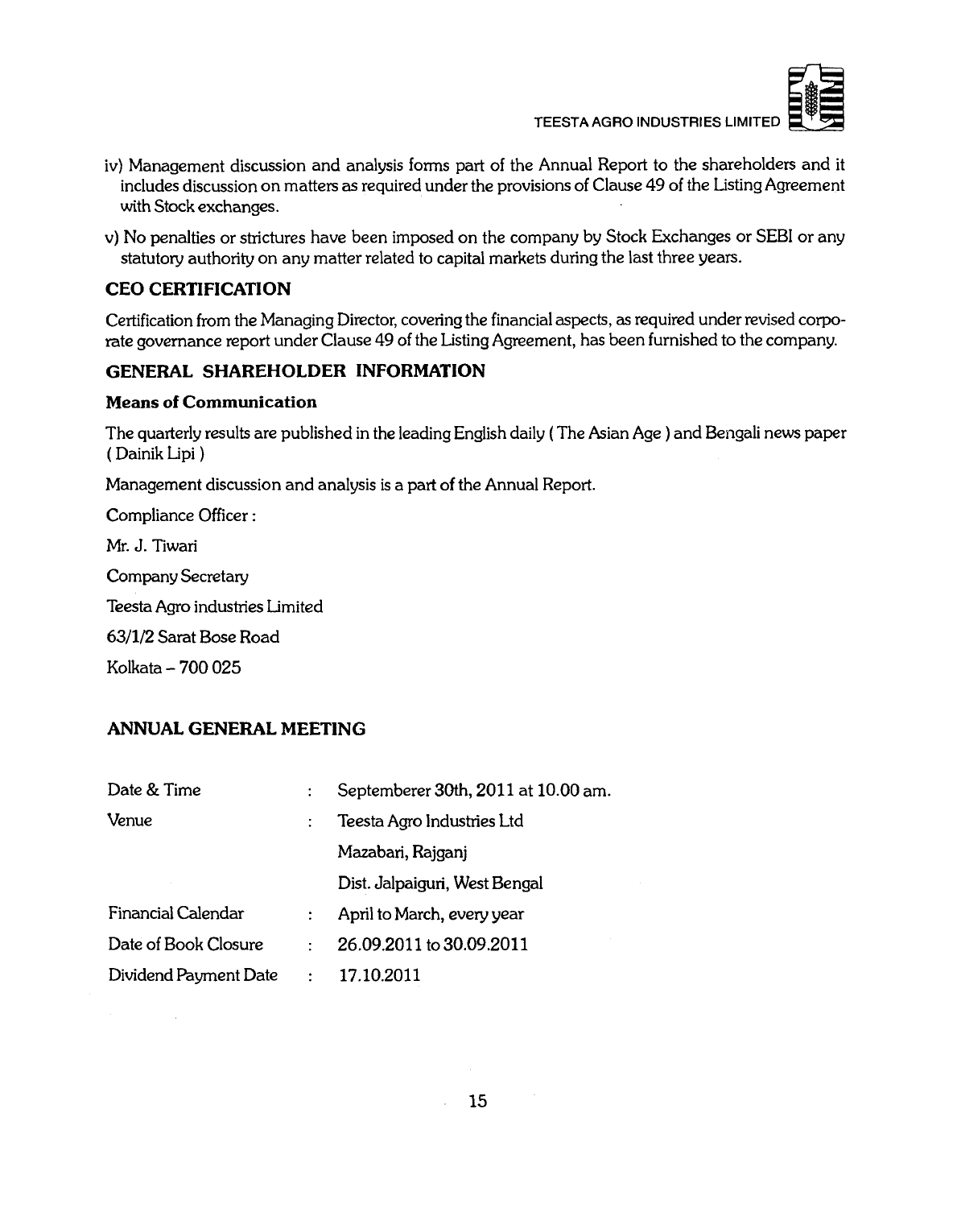iv) Management discussion and analysis forms part of the Annual Report to the shareholders and it includes discussion on matters as required under the provisions of Clause 49 of the Listing Agreement with Stock exchanges.

v) No penalties or strictures have been imposed on the company by Stock Exchanges or SEBI or any statutory authority on any matter related to capital markets during the last three years.

## CEO CERTIFICATION

Certification from the Managing Director, covering the financial aspects, as required under revised corporate governance report under Clause 49 of the Listing Agreement, has been furnished to the company.

## GENERAL SHAREHOLDER INFORMATION

### Means of Communication

The quarterly results are published in the leading English daily ( The Asian Age ) and Bengali news paper ( Dainik Lipi )

Management discussion and analysis is a part of the Annual Report.

Compliance Officer :

Mr. J. Tiwari

Company Secretary

Teesta Agro industries Limited

63/1/2 Sarat Bose Road

Kolkata – 700 025

## ANNUAL GENERAL MEETING

| | | |
|---|---|---|
| Date & Time | : | Septemberer 30th, 2011 at 10.00 am. |
| Venue | : | Teesta Agro Industries Ltd<br>Mazabari, Rajganj<br>Dist. Jalpaiguri, West Bengal |
| Financial Calendar | : | April to March, every year |
| Date of Book Closure | : | 26.09.2011 to 30.09.2011 |
| Dividend Payment Date | : | 17.10.2011 |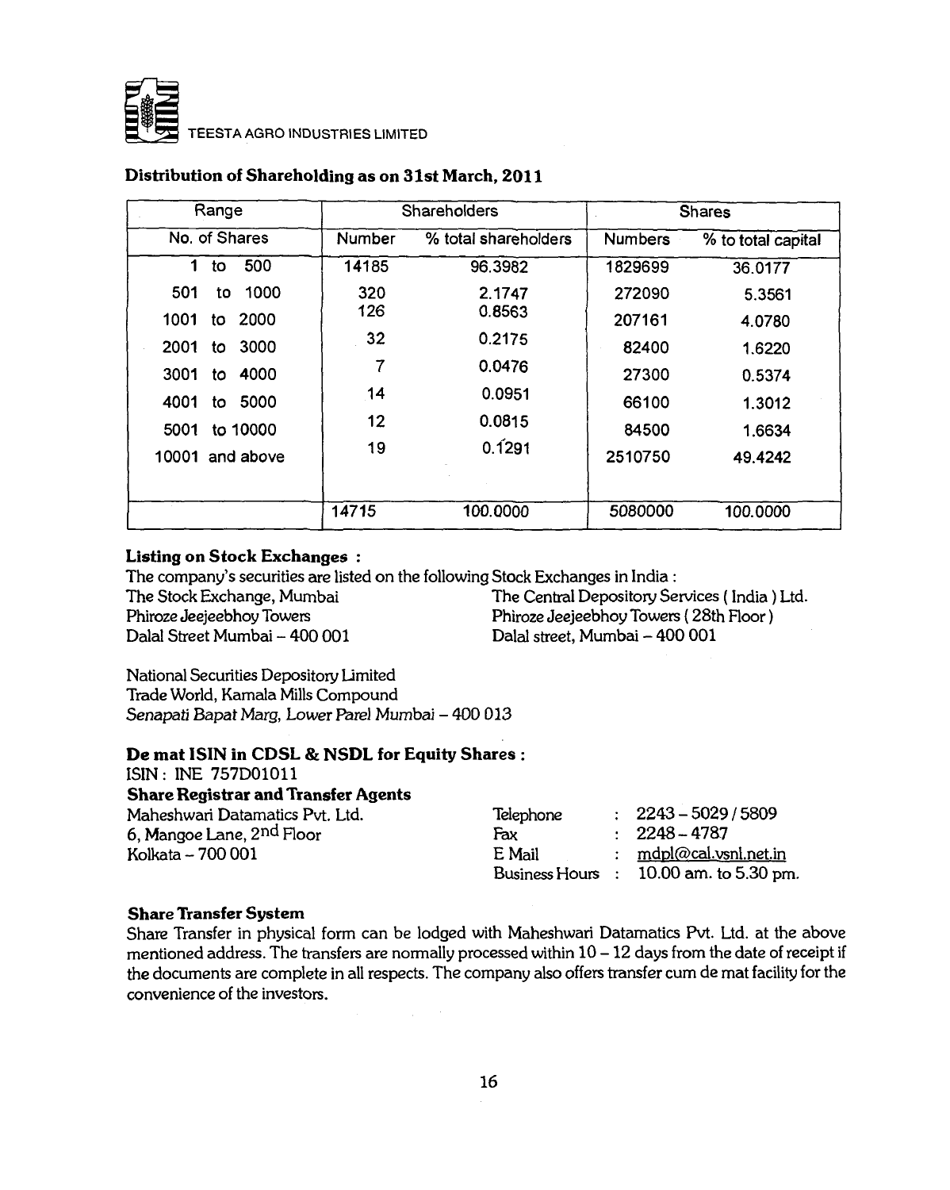## Distribution of Shareholding as on 31st March, 2011

| Range | Shareholders | | Shares | |
|---|---|---|---|---|
| No. of Shares | Number | % total shareholders | Numbers | % to total capital |
| 1 to 500 | 14185 | 96.3982 | 1829699 | 36.0177 |
| 501 to 1000 | 320 | 2.1747 | 272090 | 5.3561 |
| 1001 to 2000 | 126 | 0.8563 | 207161 | 4.0780 |
| 2001 to 3000 | 32 | 0.2175 | 82400 | 1.6220 |
| 3001 to 4000 | 7 | 0.0476 | 27300 | 0.5374 |
| 4001 to 5000 | 14 | 0.0951 | 66100 | 1.3012 |
| 5001 to 10000 | 12 | 0.0815 | 84500 | 1.6634 |
| 10001 and above | 19 | 0.1291 | 2510750 | 49.4242 |
| | 14715 | 100.0000 | 5080000 | 100.0000 |

### Listing on Stock Exchanges :

The company's securities are listed on the following Stock Exchanges in India :

The Stock Exchange, Mumbai
Phiroze Jeejeebhoy Towers
Dalal Street Mumbai – 400 001

The Central Depository Services ( India ) Ltd.
Phiroze Jeejeebhoy Towers ( 28th Floor )
Dalal street, Mumbai – 400 001

National Securities Depository Limited
Trade World, Kamala Mills Compound
*Senapati Bapat Marg, Lower Parel Mumbai – 400 013*

### De mat ISIN in CDSL & NSDL for Equity Shares :

ISIN : INE 757D01011

### Share Registrar and Transfer Agents

Maheshwari Datamatics Pvt. Ltd.
6, Mangoe Lane, 2nd Floor
Kolkata – 700 001

Telephone : 2243 – 5029 / 5809
Fax : 2248 – 4787
E Mail : mdpl@cal.vsnl.net.in
Business Hours : 10.00 am. to 5.30 pm.

### Share Transfer System

Share Transfer in physical form can be lodged with Maheshwari Datamatics Pvt. Ltd. at the above mentioned address. The transfers are normally processed within 10 – 12 days from the date of receipt if the documents are complete in all respects. The company also offers transfer cum de mat facility for the convenience of the investors.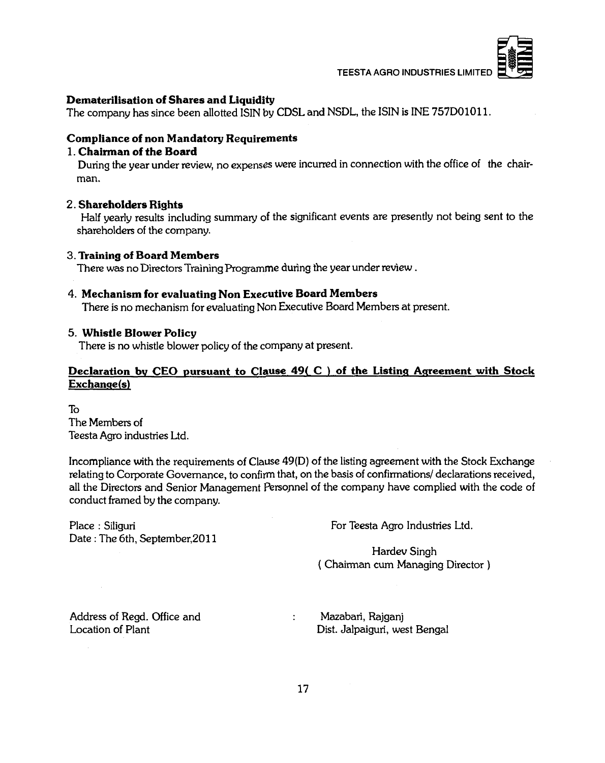### Dematerilisation of Shares and Liquidity

The company has since been allotted ISIN by CDSL and NSDL, the ISIN is INE 757D01011.

### Compliance of non Mandatory Requirements

1. **Chairman of the Board**

   During the year under review, no expenses were incurred in connection with the office of the chairman.

2. **Shareholders Rights**

   Half yearly results including summary of the significant events are presently not being sent to the shareholders of the company.

3. **Training of Board Members**

   There was no Directors Training Programme during the year under review .

4. **Mechanism for evaluating Non Executive Board Members**

   There is no mechanism for evaluating Non Executive Board Members at present.

5. **Whistle Blower Policy**

   There is no whistle blower policy of the company at present.

### Declaration by CEO pursuant to Clause 49( C ) of the Listing Agreement with Stock Exchange(s)

To
The Members of
Teesta Agro industries Ltd.

Incompliance with the requirements of Clause 49(D) of the listing agreement with the Stock Exchange relating to Corporate Governance, to confirm that, on the basis of confirmations/ declarations received, all the Directors and Senior Management Personnel of the company have complied with the code of conduct framed by the company.

Place : Siliguri
Date : The 6th, September,2011

For Teesta Agro Industries Ltd.

Hardev Singh
( Chairman cum Managing Director )

Address of Regd. Office and Location of Plant : Mazabari, Rajganj
Dist. Jalpaiguri, west Bengal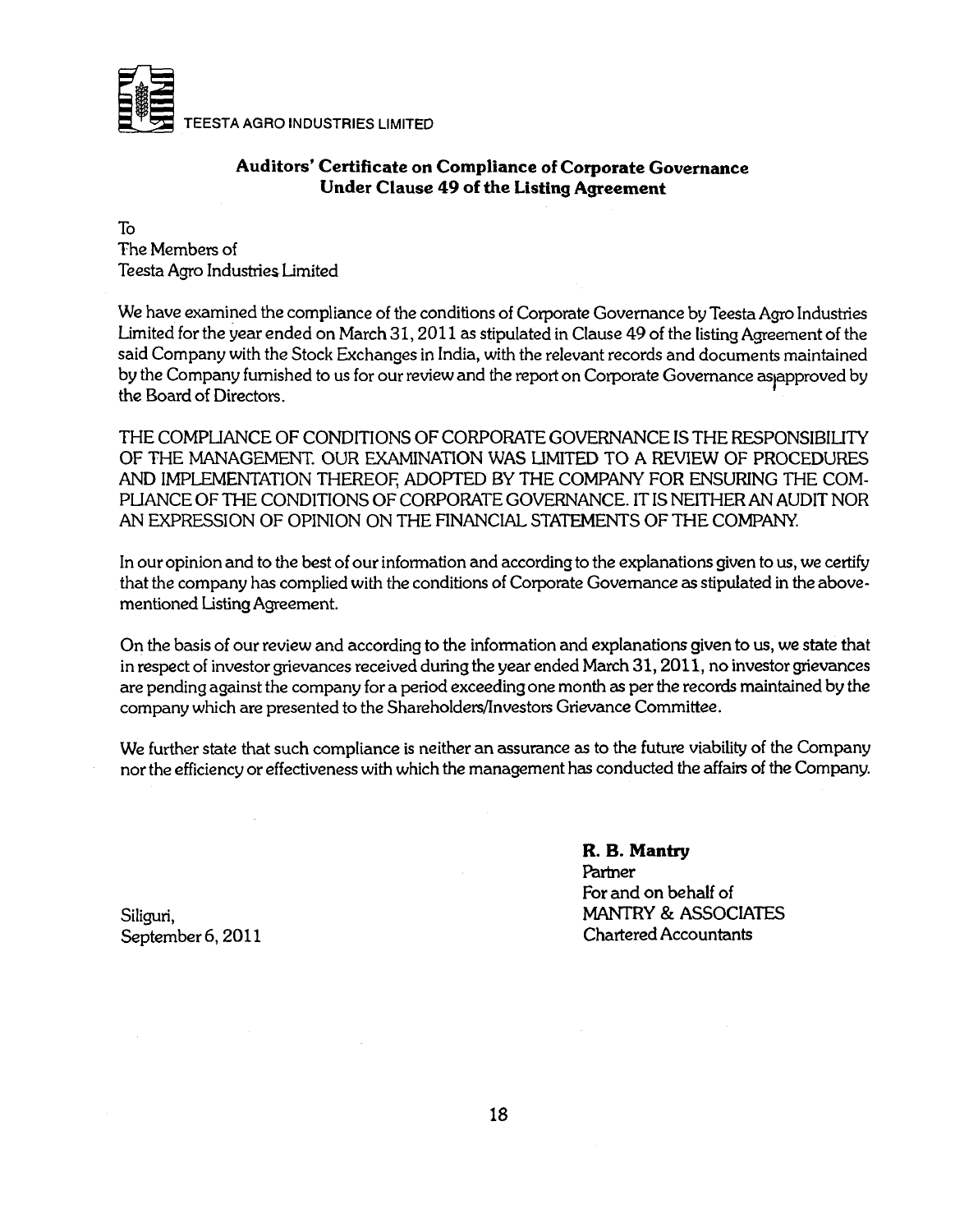TEESTA AGRO INDUSTRIES LIMITED

## Auditors' Certificate on Compliance of Corporate Governance Under Clause 49 of the Listing Agreement

To
The Members of
Teesta Agro Industries Limited

We have examined the compliance of the conditions of Corporate Governance by Teesta Agro Industries Limited for the year ended on March 31, 2011 as stipulated in Clause 49 of the listing Agreement of the said Company with the Stock Exchanges in India, with the relevant records and documents maintained by the Company furnished to us for our review and the report on Corporate Governance as approved by the Board of Directors.

THE COMPLIANCE OF CONDITIONS OF CORPORATE GOVERNANCE IS THE RESPONSIBILITY OF THE MANAGEMENT. OUR EXAMINATION WAS LIMITED TO A REVIEW OF PROCEDURES AND IMPLEMENTATION THEREOF, ADOPTED BY THE COMPANY FOR ENSURING THE COMPLIANCE OF THE CONDITIONS OF CORPORATE GOVERNANCE. IT IS NEITHER AN AUDIT NOR AN EXPRESSION OF OPINION ON THE FINANCIAL STATEMENTS OF THE COMPANY.

In our opinion and to the best of our information and according to the explanations given to us, we certify that the company has complied with the conditions of Corporate Governance as stipulated in the above-mentioned Listing Agreement.

On the basis of our review and according to the information and explanations given to us, we state that in respect of investor grievances received during the year ended March 31, 2011, no investor grievances are pending against the company for a period exceeding one month as per the records maintained by the company which are presented to the Shareholders/Investors Grievance Committee.

We further state that such compliance is neither an assurance as to the future viability of the Company nor the efficiency or effectiveness with which the management has conducted the affairs of the Company.

Siliguri,
September 6, 2011

**R. B. Mantry**
Partner
For and on behalf of
MANTRY & ASSOCIATES
Chartered Accountants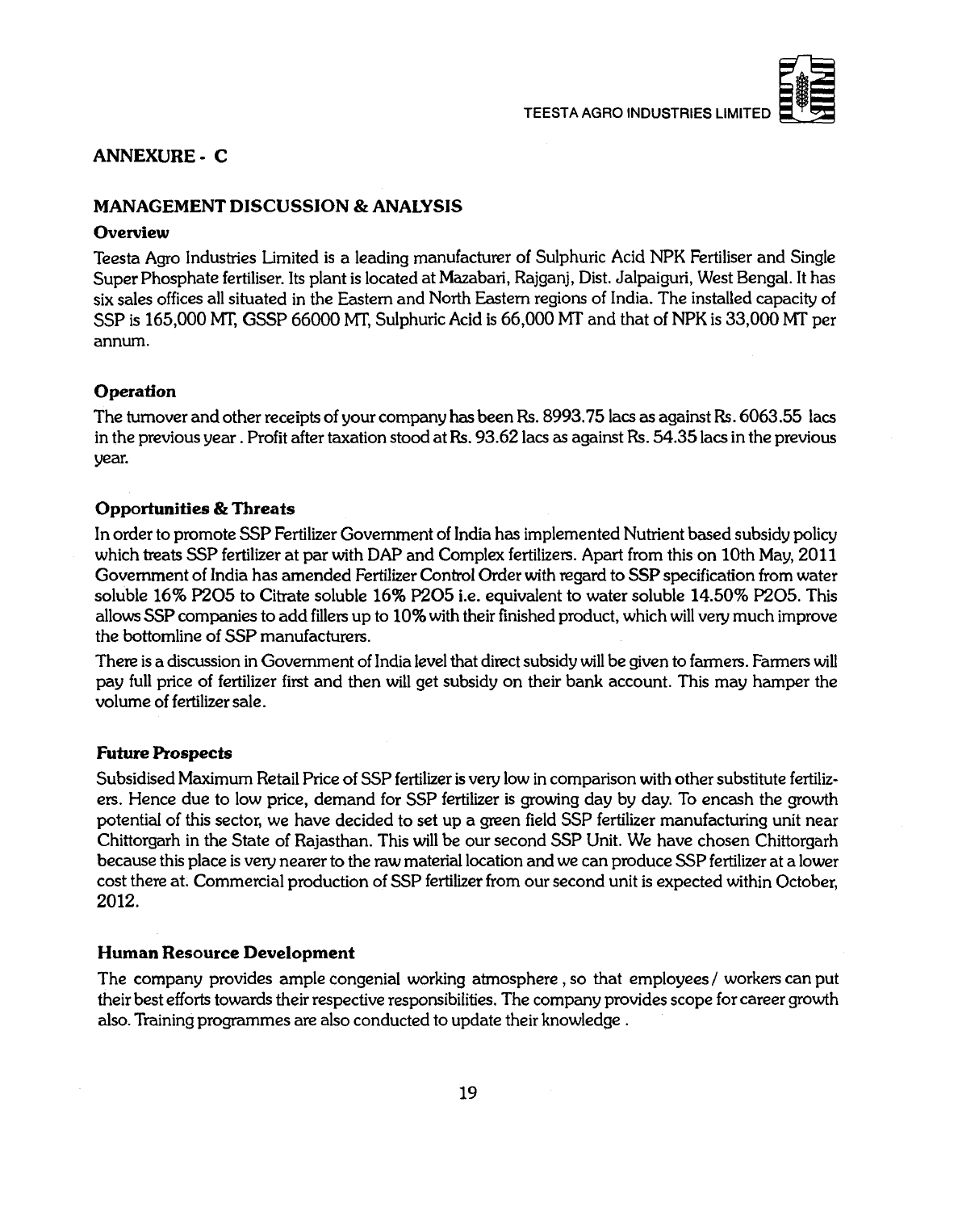## ANNEXURE - C

## MANAGEMENT DISCUSSION & ANALYSIS

### Overview

Teesta Agro Industries Limited is a leading manufacturer of Sulphuric Acid NPK Fertiliser and Single Super Phosphate fertiliser. Its plant is located at Mazabari, Rajganj, Dist. Jalpaiguri, West Bengal. It has six sales offices all situated in the Eastern and North Eastern regions of India. The installed capacity of SSP is 165,000 MT, GSSP 66000 MT, Sulphuric Acid is 66,000 MT and that of NPK is 33,000 MT per annum.

### Operation

The turnover and other receipts of your company has been Rs. 8993.75 lacs as against Rs. 6063.55 lacs in the previous year . Profit after taxation stood at Rs. 93.62 lacs as against Rs. 54.35 lacs in the previous year.

### Opportunities & Threats

In order to promote SSP Fertilizer Government of India has implemented Nutrient based subsidy policy which treats SSP fertilizer at par with DAP and Complex fertilizers. Apart from this on 10th May, 2011 Government of India has amended Fertilizer Control Order with regard to SSP specification from water soluble 16% $P_2O_5$ to Citrate soluble 16% $P_2O_5$ i.e. equivalent to water soluble 14.50% $P_2O_5$. This allows SSP companies to add fillers up to 10% with their finished product, which will very much improve the bottomline of SSP manufacturers.

There is a discussion in Government of India level that direct subsidy will be given to farmers. Farmers will pay full price of fertilizer first and then will get subsidy on their bank account. This may hamper the volume of fertilizer sale.

### Future Prospects

Subsidised Maximum Retail Price of SSP fertilizer is very low in comparison with other substitute fertilizers. Hence due to low price, demand for SSP fertilizer is growing day by day. To encash the growth potential of this sector, we have decided to set up a green field SSP fertilizer manufacturing unit near Chittorgarh in the State of Rajasthan. This will be our second SSP Unit. We have chosen Chittorgarh because this place is very nearer to the raw material location and we can produce SSP fertilizer at a lower cost there at. Commercial production of SSP fertilizer from our second unit is expected within October, 2012.

### Human Resource Development

The company provides ample congenial working atmosphere , so that employees / workers can put their best efforts towards their respective responsibilities. The company provides scope for career growth also. Training programmes are also conducted to update their knowledge .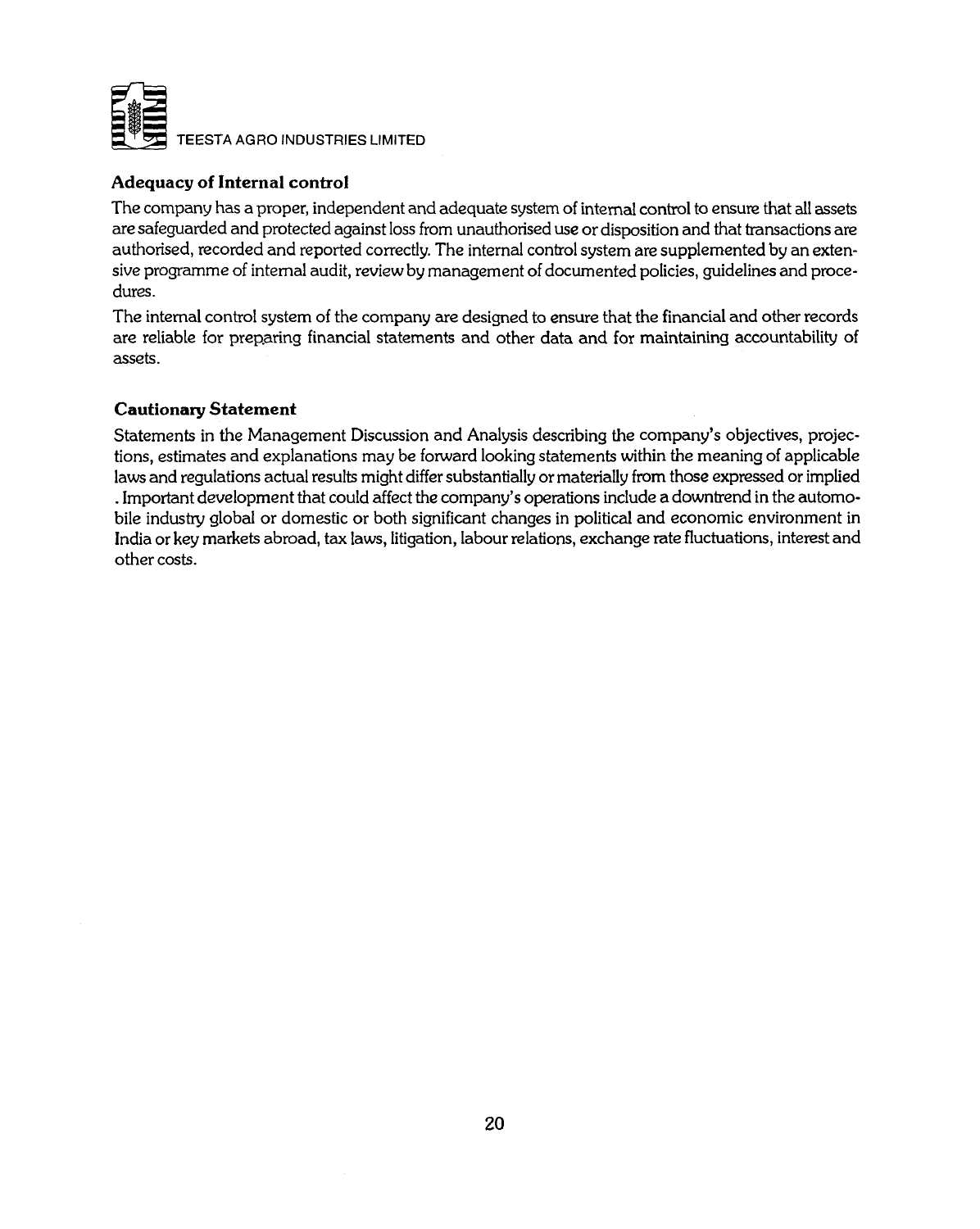### Adequacy of Internal control

The company has a proper, independent and adequate system of internal control to ensure that all assets are safeguarded and protected against loss from unauthorised use or disposition and that transactions are authorised, recorded and reported correctly. The internal control system are supplemented by an extensive programme of internal audit, review by management of documented policies, guidelines and procedures.

The internal control system of the company are designed to ensure that the financial and other records are reliable for preparing financial statements and other data and for maintaining accountability of assets.

### Cautionary Statement

Statements in the Management Discussion and Analysis describing the company's objectives, projections, estimates and explanations may be forward looking statements within the meaning of applicable laws and regulations actual results might differ substantially or materially from those expressed or implied . Important development that could affect the company's operations include a downtrend in the automobile industry global or domestic or both significant changes in political and economic environment in India or key markets abroad, tax laws, litigation, labour relations, exchange rate fluctuations, interest and other costs.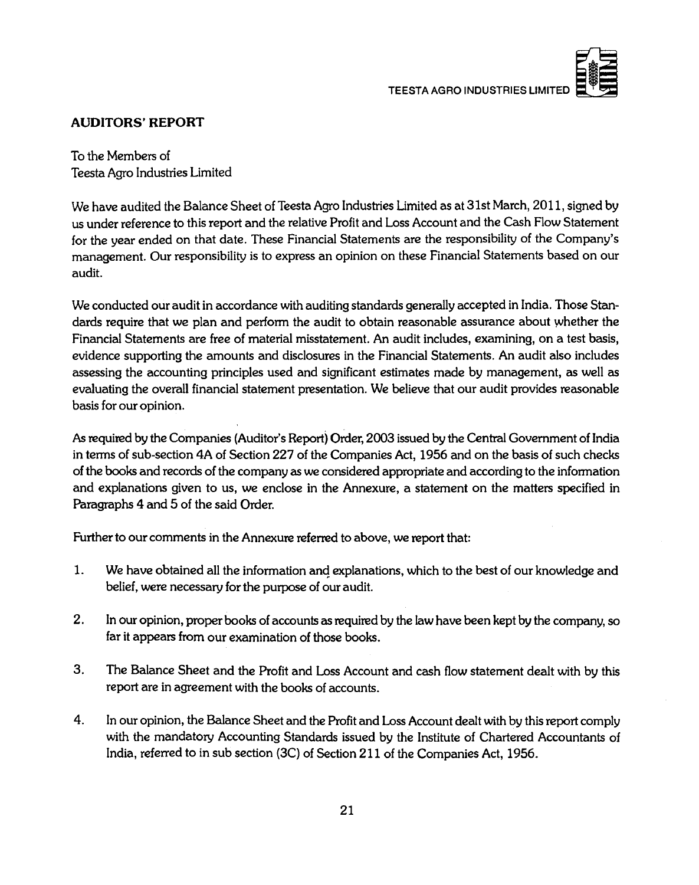## AUDITORS' REPORT

To the Members of
Teesta Agro Industries Limited

We have audited the Balance Sheet of Teesta Agro Industries Limited as at 31st March, 2011, signed by us under reference to this report and the relative Profit and Loss Account and the Cash Flow Statement for the year ended on that date. These Financial Statements are the responsibility of the Company's management. Our responsibility is to express an opinion on these Financial Statements based on our audit.

We conducted our audit in accordance with auditing standards generally accepted in India. Those Standards require that we plan and perform the audit to obtain reasonable assurance about whether the Financial Statements are free of material misstatement. An audit includes, examining, on a test basis, evidence supporting the amounts and disclosures in the Financial Statements. An audit also includes assessing the accounting principles used and significant estimates made by management, as well as evaluating the overall financial statement presentation. We believe that our audit provides reasonable basis for our opinion.

As required by the Companies (Auditor's Report) Order, 2003 issued by the Central Government of India in terms of sub-section 4A of Section 227 of the Companies Act, 1956 and on the basis of such checks of the books and records of the company as we considered appropriate and according to the information and explanations given to us, we enclose in the Annexure, a statement on the matters specified in Paragraphs 4 and 5 of the said Order.

Further to our comments in the Annexure referred to above, we report that:

1. We have obtained all the information and explanations, which to the best of our knowledge and belief, were necessary for the purpose of our audit.

2. In our opinion, proper books of accounts as required by the law have been kept by the company, so far it appears from our examination of those books.

3. The Balance Sheet and the Profit and Loss Account and cash flow statement dealt with by this report are in agreement with the books of accounts.

4. In our opinion, the Balance Sheet and the Profit and Loss Account dealt with by this report comply with the mandatory Accounting Standards issued by the Institute of Chartered Accountants of India, referred to in sub section (3C) of Section 211 of the Companies Act, 1956.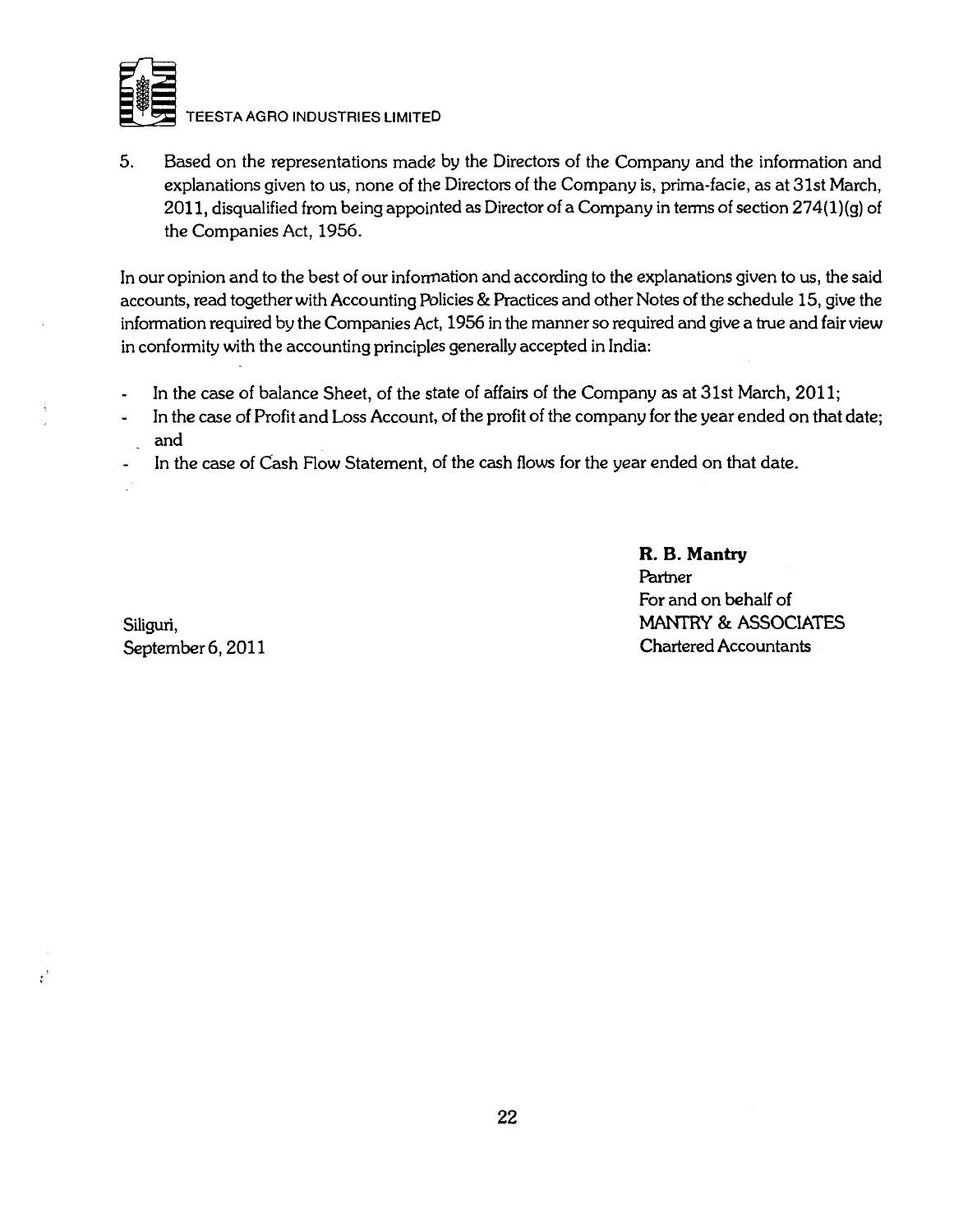5. Based on the representations made by the Directors of the Company and the information and explanations given to us, none of the Directors of the Company is, prima-facie, as at 31st March, 2011, disqualified from being appointed as Director of a Company in terms of section 274(1)(g) of the Companies Act, 1956.

In our opinion and to the best of our information and according to the explanations given to us, the said accounts, read together with Accounting Policies & Practices and other Notes of the schedule 15, give the information required by the Companies Act, 1956 in the manner so required and give a true and fair view in conformity with the accounting principles generally accepted in India:

- In the case of balance Sheet, of the state of affairs of the Company as at 31st March, 2011;
- In the case of Profit and Loss Account, of the profit of the company for the year ended on that date; and
- In the case of Cash Flow Statement, of the cash flows for the year ended on that date.

**R. B. Mantry**
Partner
For and on behalf of
MANTRY & ASSOCIATES
Chartered Accountants

Siliguri,
September 6, 2011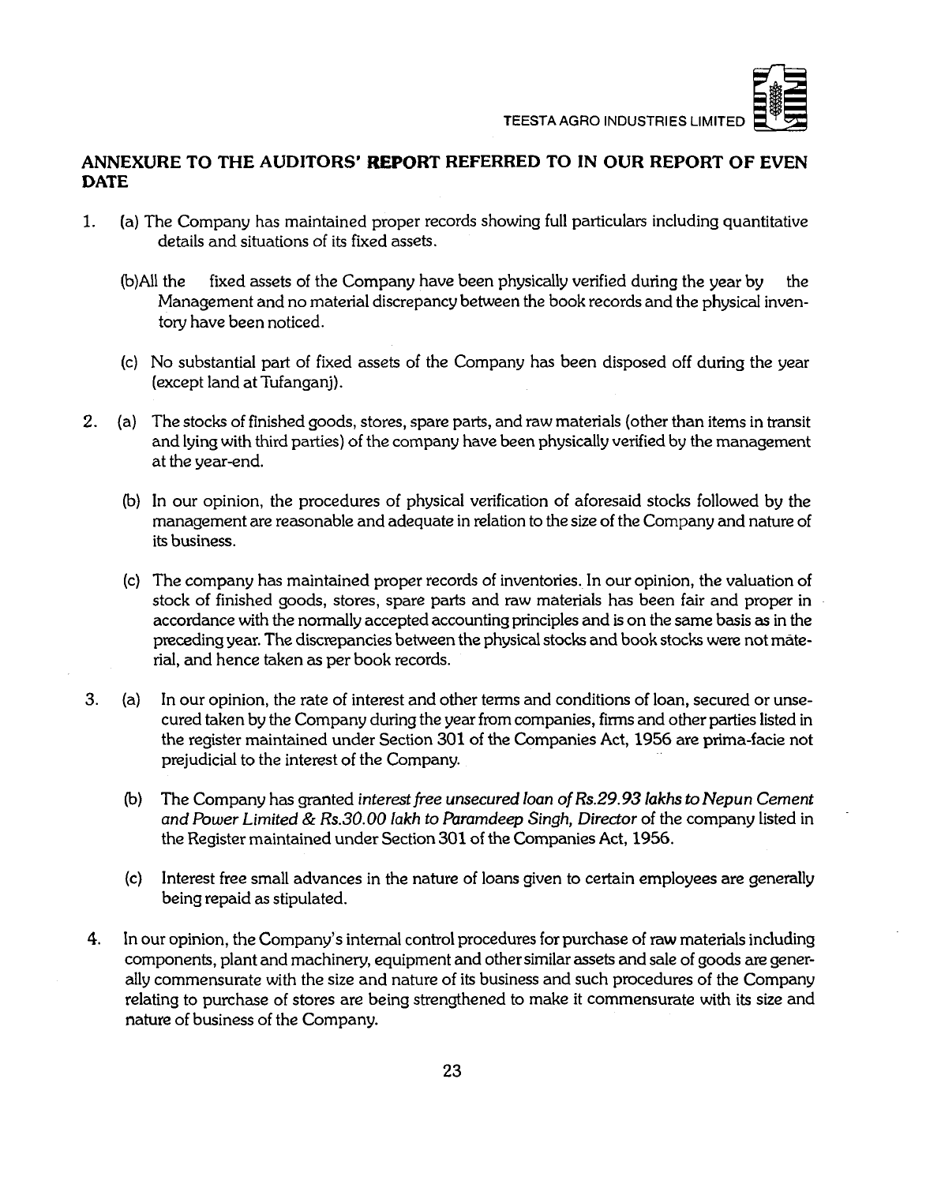## ANNEXURE TO THE AUDITORS' REPORT REFERRED TO IN OUR REPORT OF EVEN DATE

1. (a) The Company has maintained proper records showing full particulars including quantitative details and situations of its fixed assets.

   (b) All the fixed assets of the Company have been physically verified during the year by the Management and no material discrepancy between the book records and the physical inventory have been noticed.

   (c) No substantial part of fixed assets of the Company has been disposed off during the year (except land at Tufanganj).

2. (a) The stocks of finished goods, stores, spare parts, and raw materials (other than items in transit and lying with third parties) of the company have been physically verified by the management at the year-end.

   (b) In our opinion, the procedures of physical verification of aforesaid stocks followed by the management are reasonable and adequate in relation to the size of the Company and nature of its business.

   (c) The company has maintained proper records of inventories. In our opinion, the valuation of stock of finished goods, stores, spare parts and raw materials has been fair and proper in accordance with the normally accepted accounting principles and is on the same basis as in the preceding year. The discrepancies between the physical stocks and book stocks were not material, and hence taken as per book records.

3. (a) In our opinion, the rate of interest and other terms and conditions of loan, secured or unsecured taken by the Company during the year from companies, firms and other parties listed in the register maintained under Section 301 of the Companies Act, 1956 are prima-facie not prejudicial to the interest of the Company.

   (b) The Company has granted *interest free unsecured loan of Rs.29.93 lakhs to Nepun Cement and Power Limited & Rs.30.00 lakh to Paramdeep Singh, Director* of the company listed in the Register maintained under Section 301 of the Companies Act, 1956.

   (c) Interest free small advances in the nature of loans given to certain employees are generally being repaid as stipulated.

4. In our opinion, the Company's internal control procedures for purchase of raw materials including components, plant and machinery, equipment and other similar assets and sale of goods are generally commensurate with the size and nature of its business and such procedures of the Company relating to purchase of stores are being strengthened to make it commensurate with its size and nature of business of the Company.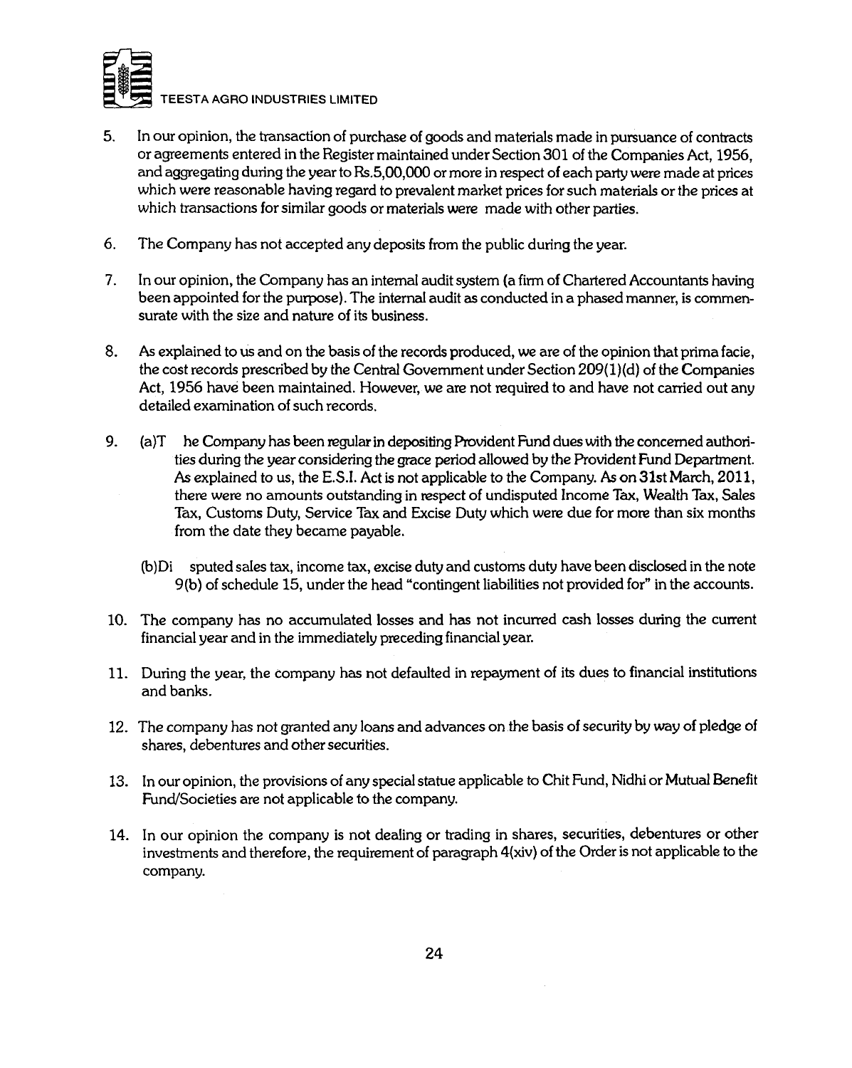5. In our opinion, the transaction of purchase of goods and materials made in pursuance of contracts or agreements entered in the Register maintained under Section 301 of the Companies Act, 1956, and aggregating during the year to Rs.5,00,000 or more in respect of each party were made at prices which were reasonable having regard to prevalent market prices for such materials or the prices at which transactions for similar goods or materials were made with other parties.

6. The Company has not accepted any deposits from the public during the year.

7. In our opinion, the Company has an internal audit system (a firm of Chartered Accountants having been appointed for the purpose). The internal audit as conducted in a phased manner, is commensurate with the size and nature of its business.

8. As explained to us and on the basis of the records produced, we are of the opinion that prima facie, the cost records prescribed by the Central Government under Section 209(1)(d) of the Companies Act, 1956 have been maintained. However, we are not required to and have not carried out any detailed examination of such records.

9. (a) The Company has been regular in depositing Provident Fund dues with the concerned authorities during the year considering the grace period allowed by the Provident Fund Department. As explained to us, the E.S.I. Act is not applicable to the Company. As on **31st March, 2011**, there were no amounts outstanding in respect of undisputed Income Tax, Wealth Tax, Sales Tax, Customs Duty, Service Tax and Excise Duty which were due for more than six months from the date they became payable.

   (b) Disputed sales tax, income tax, excise duty and customs duty have been disclosed in the note 9(b) of schedule 15, under the head "contingent liabilities not provided for" in the accounts.

10. The company has no accumulated losses and has not incurred cash losses during the current financial year and in the immediately preceding financial year.

11. During the year, the company has not defaulted in repayment of its dues to financial institutions and banks.

12. The company has not granted any loans and advances on the basis of security by way of pledge of shares, debentures and other securities.

13. In our opinion, the provisions of any special statue applicable to Chit Fund, Nidhi or Mutual Benefit Fund/Societies are not applicable to the company.

14. In our opinion the company is not dealing or trading in shares, securities, debentures or other investments and therefore, the requirement of paragraph 4(xiv) of the Order is not applicable to the company.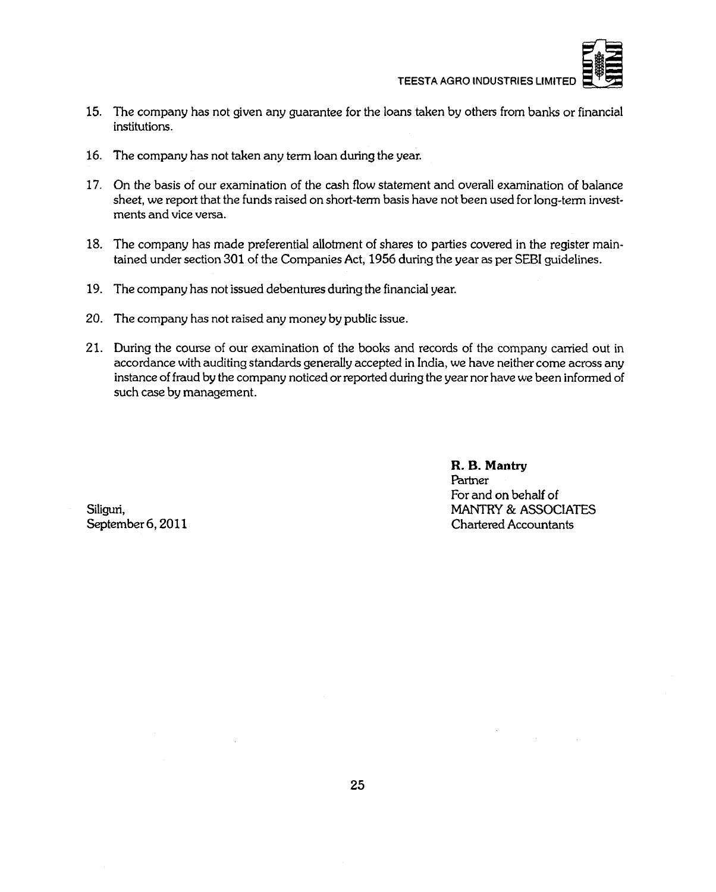15. The company has not given any guarantee for the loans taken by others from banks or financial institutions.

16. The company has not taken any term loan during the year.

17. On the basis of our examination of the cash flow statement and overall examination of balance sheet, we report that the funds raised on short-term basis have not been used for long-term investments and vice versa.

18. The company has made preferential allotment of shares to parties covered in the register maintained under section 301 of the Companies Act, 1956 during the year as per SEBI guidelines.

19. The company has not issued debentures during the financial year.

20. The company has not raised any money by public issue.

21. During the course of our examination of the books and records of the company carried out in accordance with auditing standards generally accepted in India, we have neither come across any instance of fraud by the company noticed or reported during the year nor have we been informed of such case by management.

**R. B. Mantry**
Partner
For and on behalf of
MANTRY & ASSOCIATES
Chartered Accountants

Siliguri,
September 6, 2011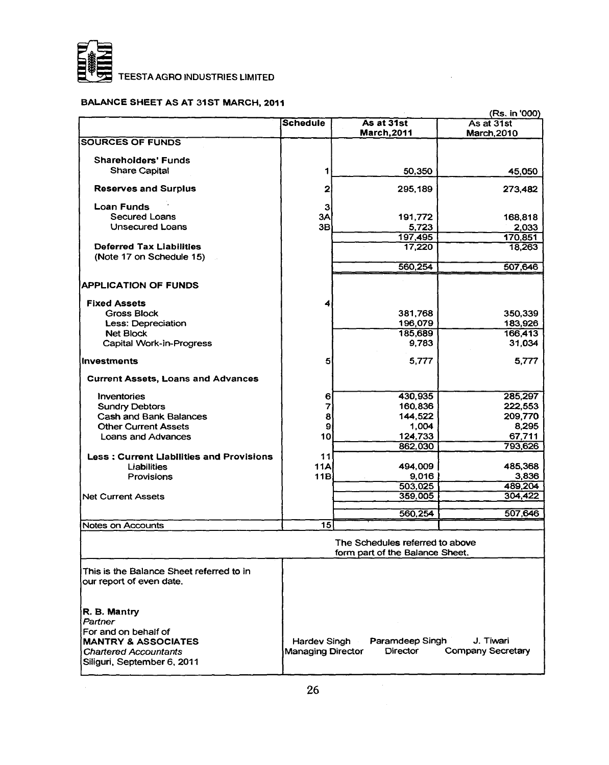TEESTA AGRO INDUSTRIES LIMITED

## BALANCE SHEET AS AT 31ST MARCH, 2011

(Rs. in '000)

| | Schedule | As at 31st March,2011 | As at 31st March,2010 |
|---|---|---|---|
| **SOURCES OF FUNDS** | | | |
| **Shareholders' Funds** | | | |
| Share Capital | 1 | 50,350 | 45,050 |
| **Reserves and Surplus** | 2 | 295,189 | 273,482 |
| **Loan Funds** | 3 | | |
| Secured Loans | 3A | 191,772 | 168,818 |
| Unsecured Loans | 3B | 5,723 | 2,033 |
| | | 197,495 | 170,851 |
| **Deferred Tax Liabilities** (Note 17 on Schedule 15) | | 17,220 | 18,263 |
| | | 560,254 | 507,646 |
| **APPLICATION OF FUNDS** | | | |
| **Fixed Assets** | 4 | | |
| Gross Block | | 381,768 | 350,339 |
| Less: Depreciation | | 196,079 | 183,926 |
| Net Block | | 185,689 | 166,413 |
| Capital Work-in-Progress | | 9,783 | 31,034 |
| **Investments** | 5 | 5,777 | 5,777 |
| **Current Assets, Loans and Advances** | | | |
| Inventories | 6 | 430,935 | 285,297 |
| Sundry Debtors | 7 | 160,836 | 222,553 |
| Cash and Bank Balances | 8 | 144,522 | 209,770 |
| Other Current Assets | 9 | 1,004 | 8,295 |
| Loans and Advances | 10 | 124,733 | 67,711 |
| | | 862,030 | 793,626 |
| **Less : Current Liabilities and Provisions** | 11 | | |
| Liabilities | 11A | 494,009 | 485,368 |
| Provisions | 11B | 9,016 | 3,836 |
| | | 503,025 | 489,204 |
| Net Current Assets | | 359,005 | 304,422 |
| | | 560,254 | 507,646 |
| Notes on Accounts | 15 | | |

The Schedules referred to above form part of the Balance Sheet.

This is the Balance Sheet referred to in our report of even date.

**R. B. Mantry**
*Partner*
For and on behalf of
**MANTRY & ASSOCIATES**
*Chartered Accountants*
Siliguri, September 6, 2011

Hardev Singh — Managing Director
Paramdeep Singh — Director
J. Tiwari — Company Secretary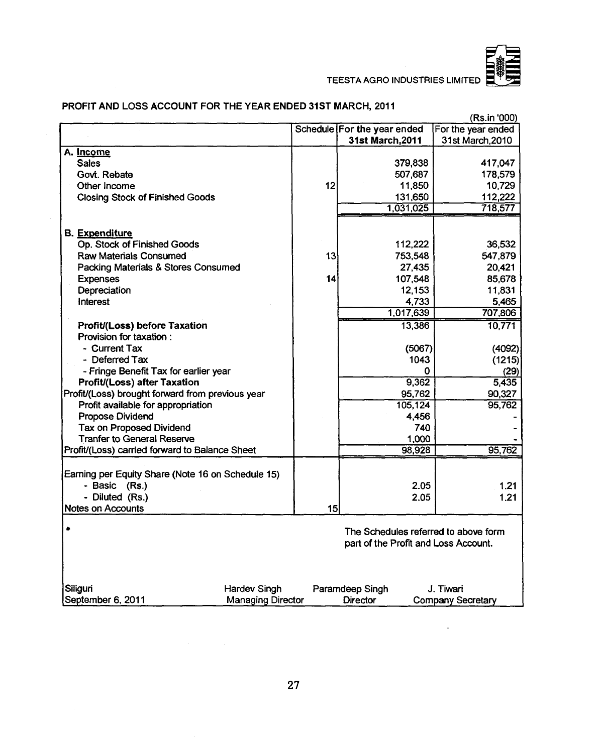TEESTA AGRO INDUSTRIES LIMITED

## PROFIT AND LOSS ACCOUNT FOR THE YEAR ENDED 31ST MARCH, 2011

(Rs.in '000)

| | Schedule | For the year ended 31st March,2011 | For the year ended 31st March,2010 |
|---|---|---|---|
| **A. Income** | | | |
| Sales | | 379,838 | 417,047 |
| Govt. Rebate | | 507,687 | 178,579 |
| Other Income | 12 | 11,850 | 10,729 |
| Closing Stock of Finished Goods | | 131,650 | 112,222 |
| | | 1,031,025 | 718,577 |
| **B. Expenditure** | | | |
| Op. Stock of Finished Goods | | 112,222 | 36,532 |
| Raw Materials Consumed | 13 | 753,548 | 547,879 |
| Packing Materials & Stores Consumed | | 27,435 | 20,421 |
| Expenses | 14 | 107,548 | 85,678 |
| Depreciation | | 12,153 | 11,831 |
| Interest | | 4,733 | 5,465 |
| | | 1,017,639 | 707,806 |
| **Profit/(Loss) before Taxation** | | 13,386 | 10,771 |
| Provision for taxation : | | | |
| - Current Tax | | (5067) | (4092) |
| - Deferred Tax | | 1043 | (1215) |
| - Fringe Benefit Tax for earlier year | | 0 | (29) |
| **Profit/(Loss) after Taxation** | | 9,362 | 5,435 |
| Profit/(Loss) brought forward from previous year | | 95,762 | 90,327 |
| Profit available for appropriation | | 105,124 | 95,762 |
| Propose Dividend | | 4,456 | - |
| Tax on Proposed Dividend | | 740 | - |
| Tranfer to General Reserve | | 1,000 | - |
| Profit/(Loss) carried forward to Balance Sheet | | 98,928 | 95,762 |
| Earning per Equity Share (Note 16 on Schedule 15) | | | |
| - Basic (Rs.) | | 2.05 | 1.21 |
| - Diluted (Rs.) | | 2.05 | 1.21 |
| Notes on Accounts | 15 | | |

The Schedules referred to above form part of the Profit and Loss Account.

| | | | |
|---|---|---|---|
| Siliguri | Hardev Singh | Paramdeep Singh | J. Tiwari |
| September 6, 2011 | Managing Director | Director | Company Secretary |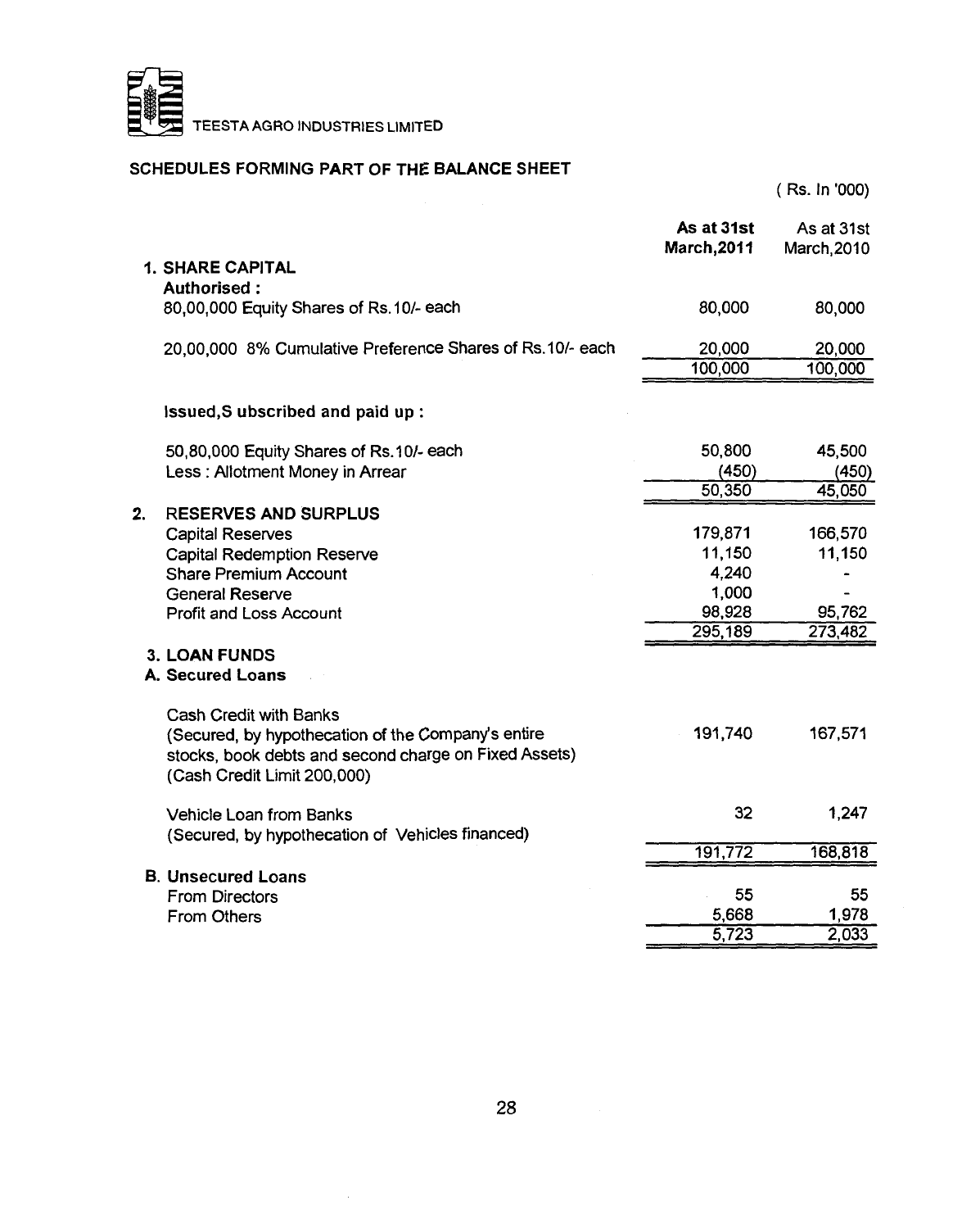TEESTA AGRO INDUSTRIES LIMITED

## SCHEDULES FORMING PART OF THE BALANCE SHEET

( Rs. In '000)

| | As at 31st March,2011 | As at 31st March,2010 |
|---|---|---|
| **1. SHARE CAPITAL** | | |
| **Authorised :** | | |
| 80,00,000 Equity Shares of Rs.10/- each | 80,000 | 80,000 |
| 20,00,000 8% Cumulative Preference Shares of Rs.10/- each | 20,000 | 20,000 |
| | 100,000 | 100,000 |
| **Issued,S ubscribed and paid up :** | | |
| 50,80,000 Equity Shares of Rs.10/- each | 50,800 | 45,500 |
| Less : Allotment Money in Arrear | (450) | (450) |
| | 50,350 | 45,050 |
| **2. RESERVES AND SURPLUS** | | |
| Capital Reserves | 179,871 | 166,570 |
| Capital Redemption Reserve | 11,150 | 11,150 |
| Share Premium Account | 4,240 | - |
| General Reserve | 1,000 | - |
| Profit and Loss Account | 98,928 | 95,762 |
| | 295,189 | 273,482 |
| **3. LOAN FUNDS** | | |
| **A. Secured Loans** | | |
| Cash Credit with Banks (Secured, by hypothecation of the Company's entire stocks, book debts and second charge on Fixed Assets) (Cash Credit Limit 200,000) | 191,740 | 167,571 |
| Vehicle Loan from Banks (Secured, by hypothecation of Vehicles financed) | 32 | 1,247 |
| | 191,772 | 168,818 |
| **B. Unsecured Loans** | | |
| From Directors | 55 | 55 |
| From Others | 5,668 | 1,978 |
| | 5,723 | 2,033 |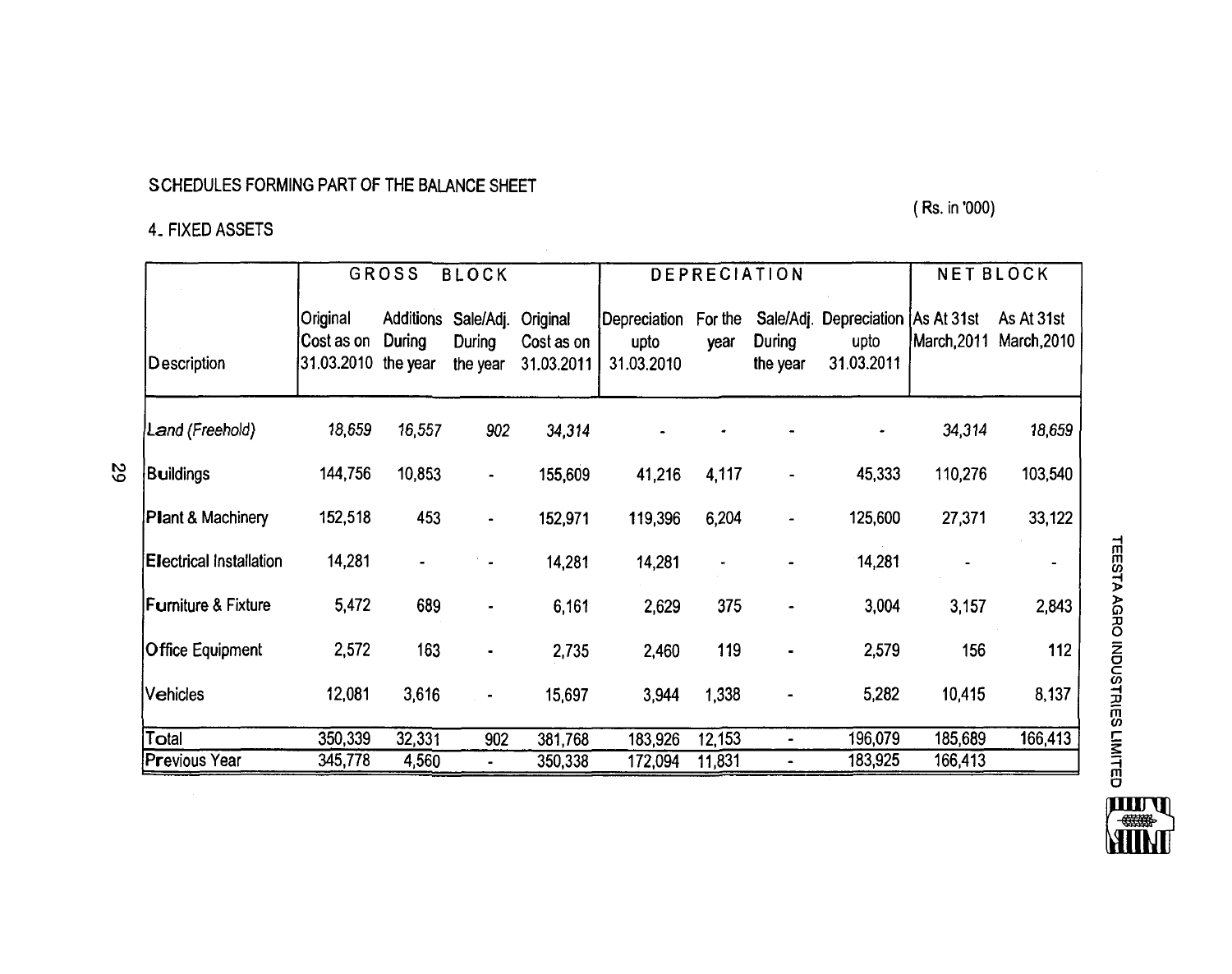SCHEDULES FORMING PART OF THE BALANCE SHEET

( Rs. in '000)

4. FIXED ASSETS

| | GROSS BLOCK | | | | DEPRECIATION | | | | NET BLOCK | |
|---|---|---|---|---|---|---|---|---|---|---|
| Description | Original Cost as on 31.03.2010 | Additions During the year | Sale/Adj. During the year | Original Cost as on 31.03.2011 | Depreciation upto 31.03.2010 | For the year | Sale/Adj. During the year | Depreciation upto 31.03.2011 | As At 31st March,2011 | As At 31st March,2010 |
| *Land (Freehold)* | *18,659* | *16,557* | *902* | *34,314* | - | - | - | - | *34,314* | *18,659* |
| Buildings | 144,756 | 10,853 | - | 155,609 | 41,216 | 4,117 | - | 45,333 | 110,276 | 103,540 |
| Plant & Machinery | 152,518 | 453 | - | 152,971 | 119,396 | 6,204 | - | 125,600 | 27,371 | 33,122 |
| Electrical Installation | 14,281 | - | - | 14,281 | 14,281 | - | - | 14,281 | - | - |
| Furniture & Fixture | 5,472 | 689 | - | 6,161 | 2,629 | 375 | - | 3,004 | 3,157 | 2,843 |
| Office Equipment | 2,572 | 163 | - | 2,735 | 2,460 | 119 | - | 2,579 | 156 | 112 |
| Vehicles | 12,081 | 3,616 | - | 15,697 | 3,944 | 1,338 | - | 5,282 | 10,415 | 8,137 |
| Total | 350,339 | 32,331 | 902 | 381,768 | 183,926 | 12,153 | - | 196,079 | 185,689 | 166,413 |
| Previous Year | 345,778 | 4,560 | - | 350,338 | 172,094 | 11,831 | - | 183,925 | 166,413 | |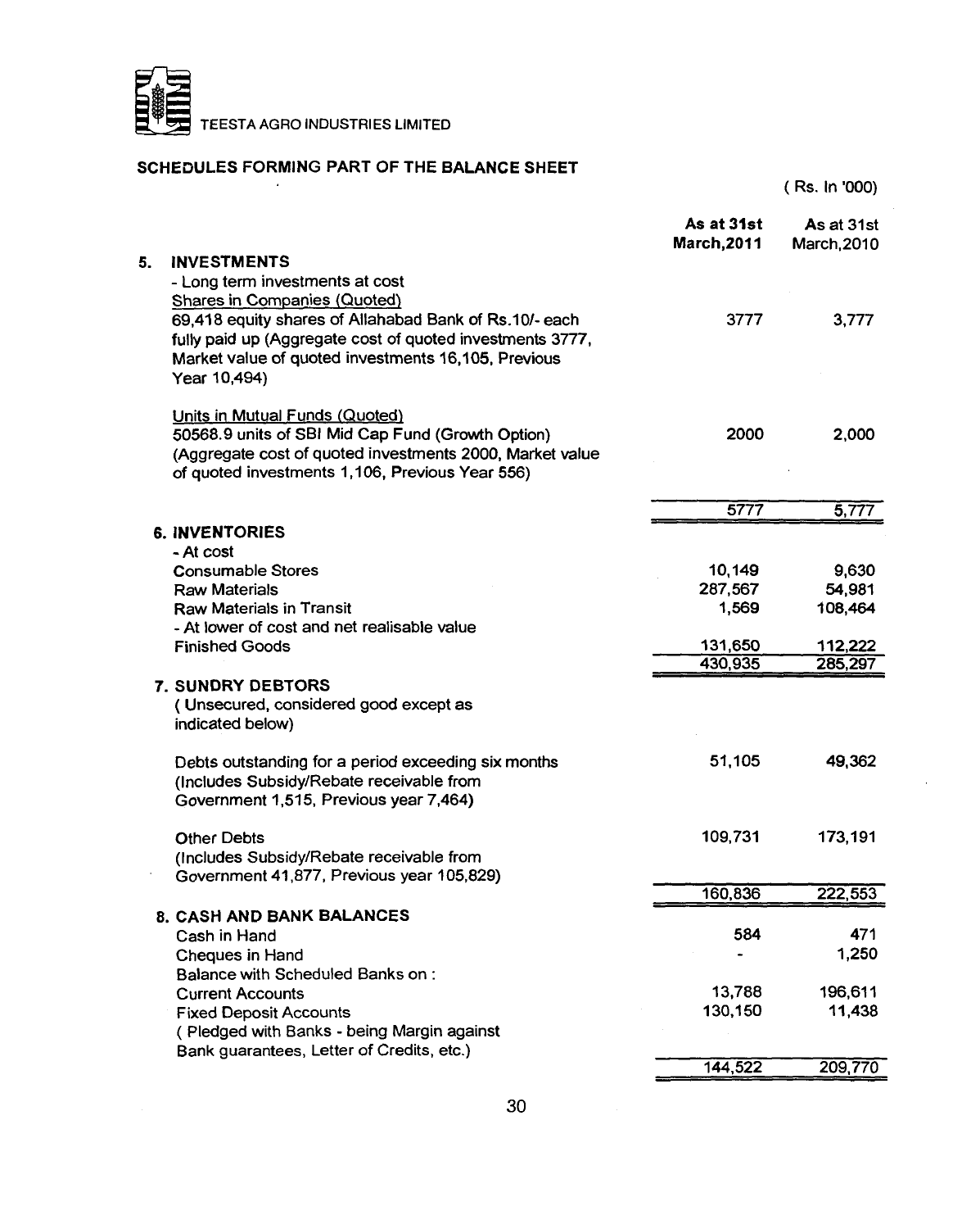TEESTA AGRO INDUSTRIES LIMITED

## SCHEDULES FORMING PART OF THE BALANCE SHEET

( Rs. In '000)

| | As at 31st March,2011 | As at 31st March,2010 |
|---|---|---|
| **5. INVESTMENTS** | | |
| - Long term investments at cost | | |
| Shares in Companies (Quoted) | | |
| 69,418 equity shares of Allahabad Bank of Rs.10/- each fully paid up (Aggregate cost of quoted investments 3777, Market value of quoted investments 16,105, Previous Year 10,494) | 3777 | 3,777 |
| Units in Mutual Funds (Quoted) | | |
| 50568.9 units of SBI Mid Cap Fund (Growth Option) (Aggregate cost of quoted investments 2000, Market value of quoted investments 1,106, Previous Year 556) | 2000 | 2,000 |
| | 5777 | 5,777 |
| **6. INVENTORIES** | | |
| - At cost | | |
| Consumable Stores | 10,149 | 9,630 |
| Raw Materials | 287,567 | 54,981 |
| Raw Materials in Transit | 1,569 | 108,464 |
| - At lower of cost and net realisable value | | |
| Finished Goods | 131,650 | 112,222 |
| | 430,935 | 285,297 |
| **7. SUNDRY DEBTORS** | | |
| ( Unsecured, considered good except as indicated below) | | |
| Debts outstanding for a period exceeding six months (Includes Subsidy/Rebate receivable from Government 1,515, Previous year 7,464) | 51,105 | 49,362 |
| Other Debts (Includes Subsidy/Rebate receivable from Government 41,877, Previous year 105,829) | 109,731 | 173,191 |
| | 160,836 | 222,553 |
| **8. CASH AND BANK BALANCES** | | |
| Cash in Hand | 584 | 471 |
| Cheques in Hand | - | 1,250 |
| Balance with Scheduled Banks on : | | |
| Current Accounts | 13,788 | 196,611 |
| Fixed Deposit Accounts ( Pledged with Banks - being Margin against Bank guarantees, Letter of Credits, etc.) | 130,150 | 11,438 |
| | 144,522 | 209,770 |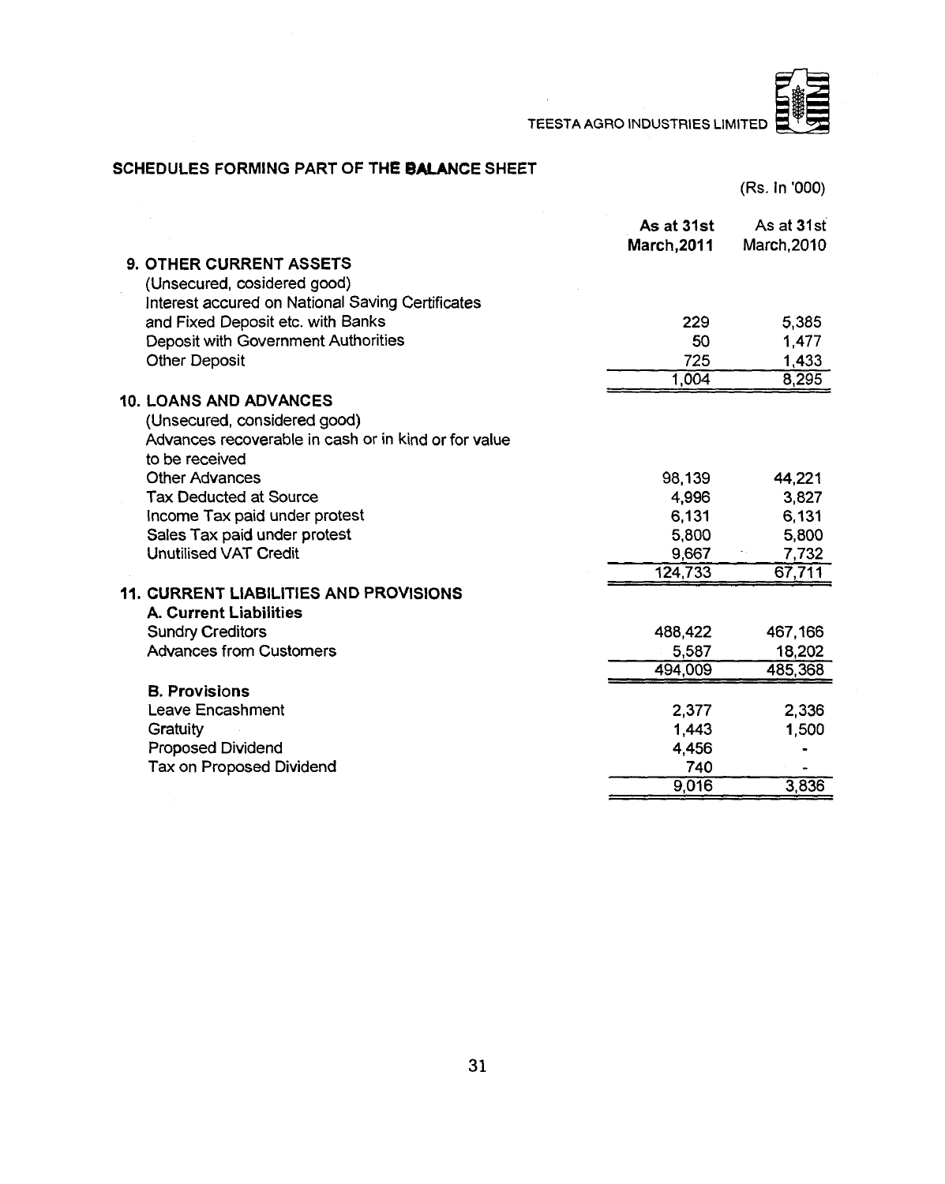## SCHEDULES FORMING PART OF THE BALANCE SHEET

(Rs. In '000)

| | As at 31st March,2011 | As at 31st March,2010 |
|---|---|---|
| **9. OTHER CURRENT ASSETS** | | |
| (Unsecured, cosidered good) | | |
| Interest accured on National Saving Certificates and Fixed Deposit etc. with Banks | 229 | 5,385 |
| Deposit with Government Authorities | 50 | 1,477 |
| Other Deposit | 725 | 1,433 |
| | 1,004 | 8,295 |
| **10. LOANS AND ADVANCES** | | |
| (Unsecured, considered good) | | |
| Advances recoverable in cash or in kind or for value to be received | | |
| Other Advances | 98,139 | 44,221 |
| Tax Deducted at Source | 4,996 | 3,827 |
| Income Tax paid under protest | 6,131 | 6,131 |
| Sales Tax paid under protest | 5,800 | 5,800 |
| Unutilised VAT Credit | 9,667 | 7,732 |
| | 124,733 | 67,711 |
| **11. CURRENT LIABILITIES AND PROVISIONS** | | |
| **A. Current Liabilities** | | |
| Sundry Creditors | 488,422 | 467,166 |
| Advances from Customers | 5,587 | 18,202 |
| | 494,009 | 485,368 |
| **B. Provisions** | | |
| Leave Encashment | 2,377 | 2,336 |
| Gratuity | 1,443 | 1,500 |
| Proposed Dividend | 4,456 | - |
| Tax on Proposed Dividend | 740 | - |
| | 9,016 | 3,836 |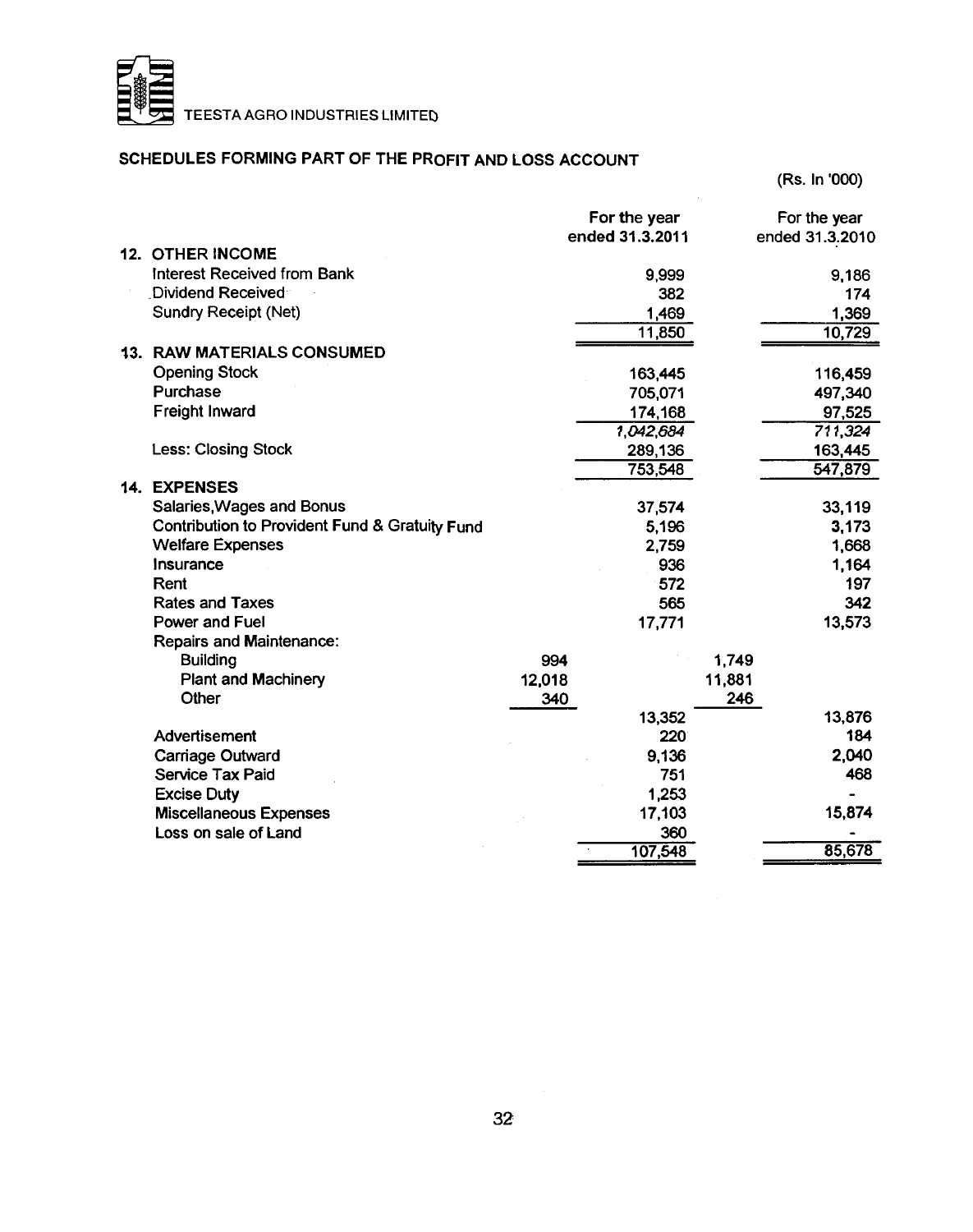TEESTA AGRO INDUSTRIES LIMITED

## SCHEDULES FORMING PART OF THE PROFIT AND LOSS ACCOUNT

(Rs. In '000)

| | | For the year ended 31.3.2011 | | For the year ended 31.3.2010 |
|---|---|---|---|---|
| **12. OTHER INCOME** | | | | |
| Interest Received from Bank | | 9,999 | | 9,186 |
| Dividend Received | | 382 | | 174 |
| Sundry Receipt (Net) | | 1,469 | | 1,369 |
| | | 11,850 | | 10,729 |
| **13. RAW MATERIALS CONSUMED** | | | | |
| Opening Stock | | 163,445 | | 116,459 |
| Purchase | | 705,071 | | 497,340 |
| Freight Inward | | 174,168 | | 97,525 |
| | | *1,042,684* | | *711,324* |
| Less: Closing Stock | | 289,136 | | 163,445 |
| | | 753,548 | | 547,879 |
| **14. EXPENSES** | | | | |
| Salaries,Wages and Bonus | | 37,574 | | 33,119 |
| Contribution to Provident Fund & Gratuity Fund | | 5,196 | | 3,173 |
| Welfare Expenses | | 2,759 | | 1,668 |
| Insurance | | 936 | | 1,164 |
| Rent | | 572 | | 197 |
| Rates and Taxes | | 565 | | 342 |
| Power and Fuel | | 17,771 | | 13,573 |
| Repairs and Maintenance: | | | | |
| Building | 994 | | 1,749 | |
| Plant and Machinery | 12,018 | | 11,881 | |
| Other | 340 | | 246 | |
| | | 13,352 | | 13,876 |
| Advertisement | | 220 | | 184 |
| Carriage Outward | | 9,136 | | 2,040 |
| Service Tax Paid | | 751 | | 468 |
| Excise Duty | | 1,253 | | - |
| Miscellaneous Expenses | | 17,103 | | 15,874 |
| Loss on sale of Land | | 360 | | - |
| | | 107,548 | | 85,678 |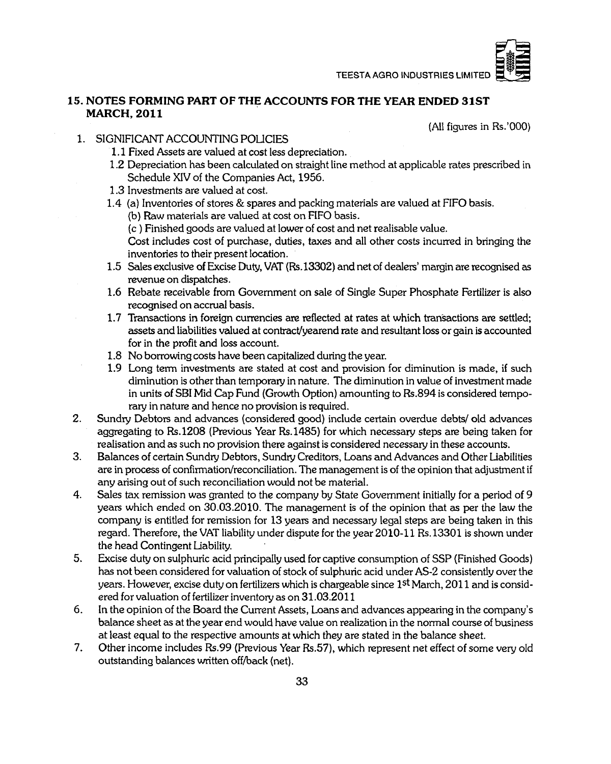## 15. NOTES FORMING PART OF THE ACCOUNTS FOR THE YEAR ENDED 31ST MARCH, 2011

(All figures in Rs.'000)

1. SIGNIFICANT ACCOUNTING POLICIES
   - 1.1 Fixed Assets are valued at cost less depreciation.
   - 1.2 Depreciation has been calculated on straight line method at applicable rates prescribed in Schedule XIV of the Companies Act, 1956.
   - 1.3 Investments are valued at cost.
   - 1.4 (a) Inventories of stores & spares and packing materials are valued at FIFO basis.
     (b) Raw materials are valued at cost on FIFO basis.
     (c ) Finished goods are valued at lower of cost and net realisable value.
     Cost includes cost of purchase, duties, taxes and all other costs incurred in bringing the inventories to their present location.
   - 1.5 Sales exclusive of Excise Duty, VAT (Rs.13302) and net of dealers' margin are recognised as revenue on dispatches.
   - 1.6 Rebate receivable from Government on sale of Single Super Phosphate Fertilizer is also recognised on accrual basis.
   - 1.7 Transactions in foreign currencies are reflected at rates at which transactions are settled; assets and liabilities valued at contract/yearend rate and resultant loss or gain is accounted for in the profit and loss account.
   - 1.8 No borrowing costs have been capitalized during the year.
   - 1.9 Long term investments are stated at cost and provision for diminution is made, if such diminution is other than temporary in nature. The diminution in value of investment made in units of SBI Mid Cap Fund (Growth Option) amounting to Rs.894 is considered temporary in nature and hence no provision is required.
2. Sundry Debtors and advances (considered good) include certain overdue debts/ old advances aggregating to Rs.1208 (Previous Year Rs.1485) for which necessary steps are being taken for realisation and as such no provision there against is considered necessary in these accounts.
3. Balances of certain Sundry Debtors, Sundry Creditors, Loans and Advances and Other Liabilities are in process of confirmation/reconciliation. The management is of the opinion that adjustment if any arising out of such reconciliation would not be material.
4. Sales tax remission was granted to the company by State Government initially for a period of 9 years which ended on 30.03.2010. The management is of the opinion that as per the law the company is entitled for remission for 13 years and necessary legal steps are being taken in this regard. Therefore, the VAT liability under dispute for the year 2010-11 Rs.13301 is shown under the head Contingent Liability.
5. Excise duty on sulphuric acid principally used for captive consumption of SSP (Finished Goods) has not been considered for valuation of stock of sulphuric acid under AS-2 consistently over the years. However, excise duty on fertilizers which is chargeable since 1st March, 2011 and is considered for valuation of fertilizer inventory as on 31.03.2011
6. In the opinion of the Board the Current Assets, Loans and advances appearing in the company's balance sheet as at the year end would have value on realization in the normal course of business at least equal to the respective amounts at which they are stated in the balance sheet.
7. Other income includes Rs.99 (Previous Year Rs.57), which represent net effect of some very old outstanding balances written off/back (net).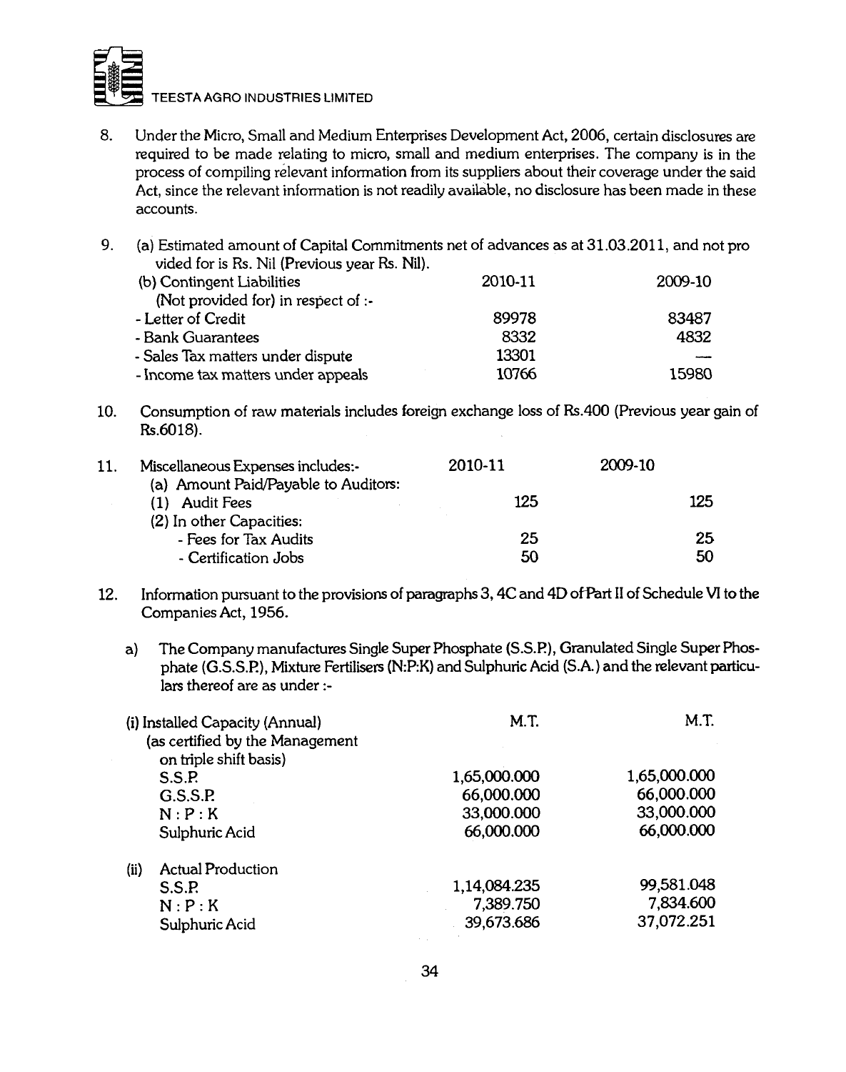8. Under the Micro, Small and Medium Enterprises Development Act, 2006, certain disclosures are required to be made relating to micro, small and medium enterprises. The company is in the process of compiling relevant information from its suppliers about their coverage under the said Act, since the relevant information is not readily available, no disclosure has been made in these accounts.

9. (a) Estimated amount of Capital Commitments net of advances as at 31.03.2011, and not provided for is Rs. Nil (Previous year Rs. Nil).

| (b) Contingent Liabilities (Not provided for) in respect of :- | 2010-11 | 2009-10 |
|---|---|---|
| - Letter of Credit | 89978 | 83487 |
| - Bank Guarantees | 8332 | 4832 |
| - Sales Tax matters under dispute | 13301 | — |
| - Income tax matters under appeals | 10766 | 15980 |

10. Consumption of raw materials includes foreign exchange loss of Rs.400 (Previous year gain of Rs.6018).

| 11. Miscellaneous Expenses includes:- | 2010-11 | 2009-10 |
|---|---|---|
| (a) Amount Paid/Payable to Auditors: | | |
| (1) Audit Fees | 125 | 125 |
| (2) In other Capacities: | | |
| - Fees for Tax Audits | 25 | 25 |
| - Certification Jobs | 50 | 50 |

12. Information pursuant to the provisions of paragraphs 3, 4C and 4D of Part II of Schedule VI to the Companies Act, 1956.

   a) The Company manufactures Single Super Phosphate (S.S.P.), Granulated Single Super Phosphate (G.S.S.P.), Mixture Fertilisers (N:P:K) and Sulphuric Acid (S.A.) and the relevant particulars thereof are as under :-

| | M.T. | M.T. |
|---|---|---|
| (i) Installed Capacity (Annual) (as certified by the Management on triple shift basis) | | |
| S.S.P. | 1,65,000.000 | 1,65,000.000 |
| G.S.S.P. | 66,000.000 | 66,000.000 |
| N : P : K | 33,000.000 | 33,000.000 |
| Sulphuric Acid | 66,000.000 | 66,000.000 |
| (ii) Actual Production | | |
| S.S.P. | 1,14,084.235 | 99,581.048 |
| N : P : K | 7,389.750 | 7,834.600 |
| Sulphuric Acid | 39,673.686 | 37,072.251 |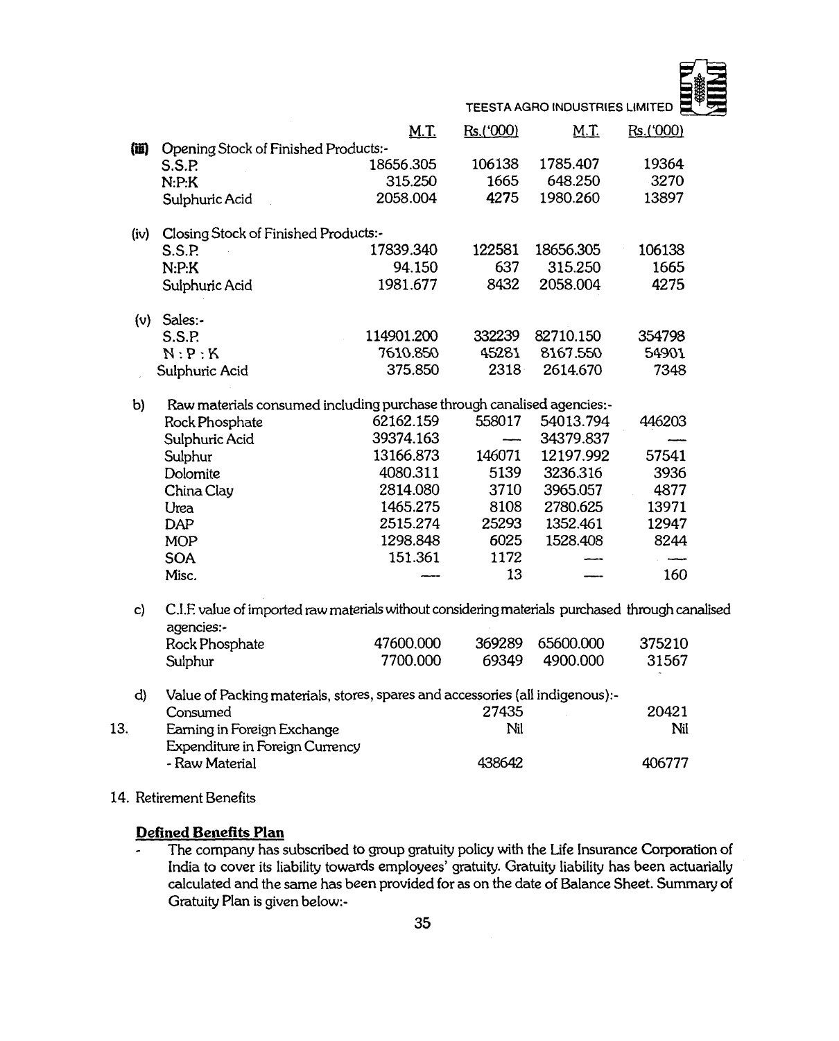| | | M.T. | Rs.('000) | M.T. | Rs.('000) |
|---|---|---|---|---|---|
| (iii) | Opening Stock of Finished Products:- | | | | |
| | S.S.P. | 18656.305 | 106138 | 1785.407 | 19364 |
| | N:P:K | 315.250 | 1665 | 648.250 | 3270 |
| | Sulphuric Acid | 2058.004 | 4275 | 1980.260 | 13897 |
| (iv) | Closing Stock of Finished Products:- | | | | |
| | S.S.P. | 17839.340 | 122581 | 18656.305 | 106138 |
| | N:P:K | 94.150 | 637 | 315.250 | 1665 |
| | Sulphuric Acid | 1981.677 | 8432 | 2058.004 | 4275 |
| (v) | Sales:- | | | | |
| | S.S.P. | 114901.200 | 332239 | 82710.150 | 354798 |
| | N : P : K | 7610.850 | 45281 | 8167.550 | 54901 |
| | Sulphuric Acid | 375.850 | 2318 | 2614.670 | 7348 |
| b) | Raw materials consumed including purchase through canalised agencies:- | | | | |
| | Rock Phosphate | 62162.159 | 558017 | 54013.794 | 446203 |
| | Sulphuric Acid | 39374.163 | — | 34379.837 | — |
| | Sulphur | 13166.873 | 146071 | 12197.992 | 57541 |
| | Dolomite | 4080.311 | 5139 | 3236.316 | 3936 |
| | China Clay | 2814.080 | 3710 | 3965.057 | 4877 |
| | Urea | 1465.275 | 8108 | 2780.625 | 13971 |
| | DAP | 2515.274 | 25293 | 1352.461 | 12947 |
| | MOP | 1298.848 | 6025 | 1528.408 | 8244 |
| | SOA | 151.361 | 1172 | — | — |
| | Misc. | — | 13 | — | 160 |
| c) | C.I.F. value of imported raw materials without considering materials purchased through canalised agencies:- | | | | |
| | Rock Phosphate | 47600.000 | 369289 | 65600.000 | 375210 |
| | Sulphur | 7700.000 | 69349 | 4900.000 | 31567 |
| d) | Value of Packing materials, stores, spares and accessories (all indigenous):- | | | | |
| | Consumed | | 27435 | | 20421 |
| 13. | Earning in Foreign Exchange | | Nil | | Nil |
| | Expenditure in Foreign Currency | | | | |
| | - Raw Material | | 438642 | | 406777 |

14. Retirement Benefits

**Defined Benefits Plan**

- The company has subscribed to group gratuity policy with the Life Insurance Corporation of India to cover its liability towards employees' gratuity. Gratuity liability has been actuarially calculated and the same has been provided for as on the date of Balance Sheet. Summary of Gratuity Plan is given below:-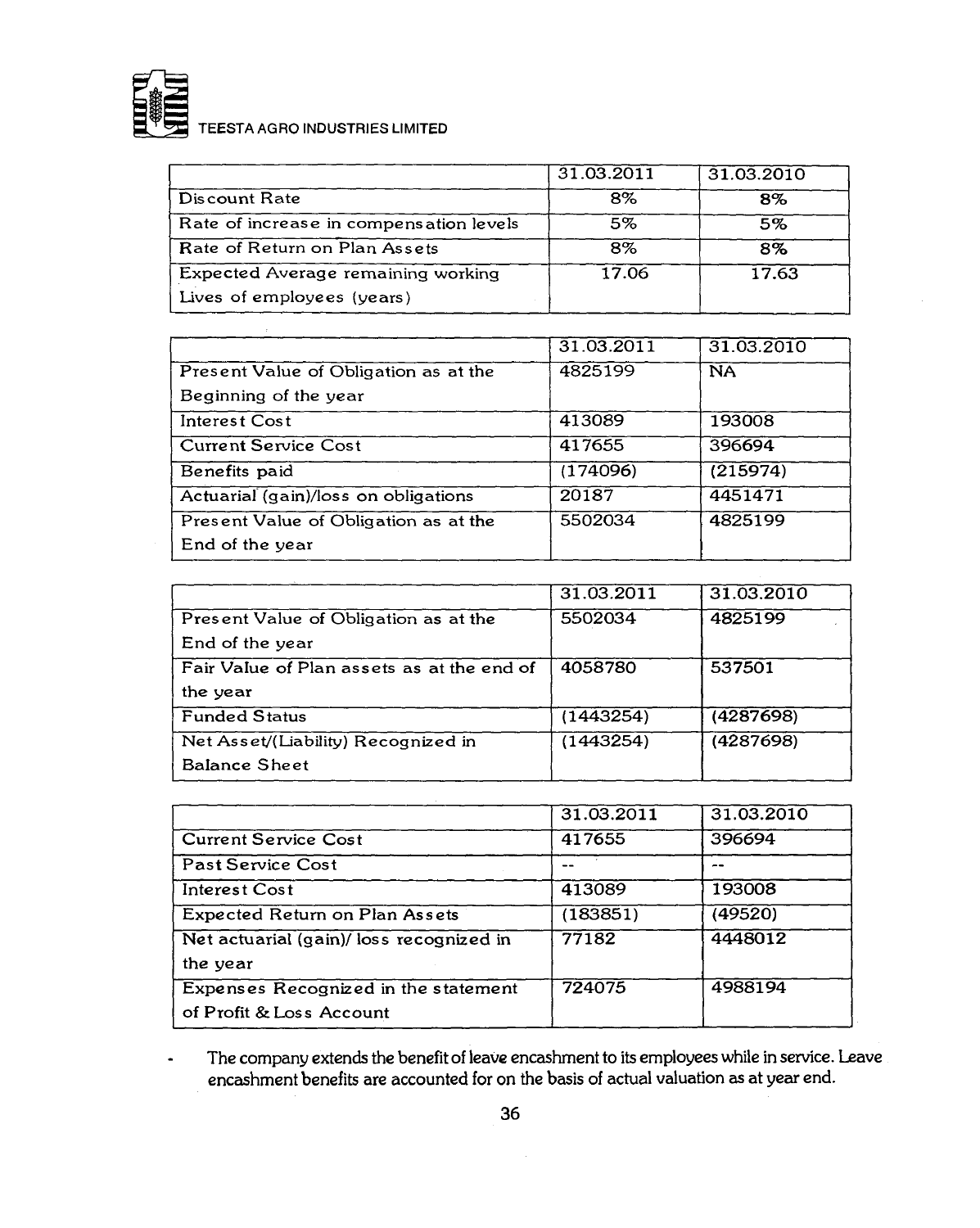|  | 31.03.2011 | 31.03.2010 |
| --- | --- | --- |
| Discount Rate | 8% | 8% |
| Rate of increase in compensation levels | 5% | 5% |
| Rate of Return on Plan Assets | 8% | 8% |
| Expected Average remaining working Lives of employees (years) | 17.06 | 17.63 |

|  | 31.03.2011 | 31.03.2010 |
| --- | --- | --- |
| Present Value of Obligation as at the Beginning of the year | 4825199 | NA |
| Interest Cost | 413089 | 193008 |
| Current Service Cost | 417655 | 396694 |
| Benefits paid | (174096) | (215974) |
| Actuarial (gain)/loss on obligations | 20187 | 4451471 |
| Present Value of Obligation as at the End of the year | 5502034 | 4825199 |

|  | 31.03.2011 | 31.03.2010 |
| --- | --- | --- |
| Present Value of Obligation as at the End of the year | 5502034 | 4825199 |
| Fair Value of Plan assets as at the end of the year | 4058780 | 537501 |
| Funded Status | (1443254) | (4287698) |
| Net Asset/(Liability) Recognized in Balance Sheet | (1443254) | (4287698) |

|  | 31.03.2011 | 31.03.2010 |
| --- | --- | --- |
| Current Service Cost | 417655 | 396694 |
| Past Service Cost | -- | -- |
| Interest Cost | 413089 | 193008 |
| Expected Return on Plan Assets | (183851) | (49520) |
| Net actuarial (gain)/ loss recognized in the year | 77182 | 4448012 |
| Expenses Recognized in the statement of Profit & Loss Account | 724075 | 4988194 |

- The company extends the benefit of leave encashment to its employees while in service. Leave encashment benefits are accounted for on the basis of actual valuation as at year end.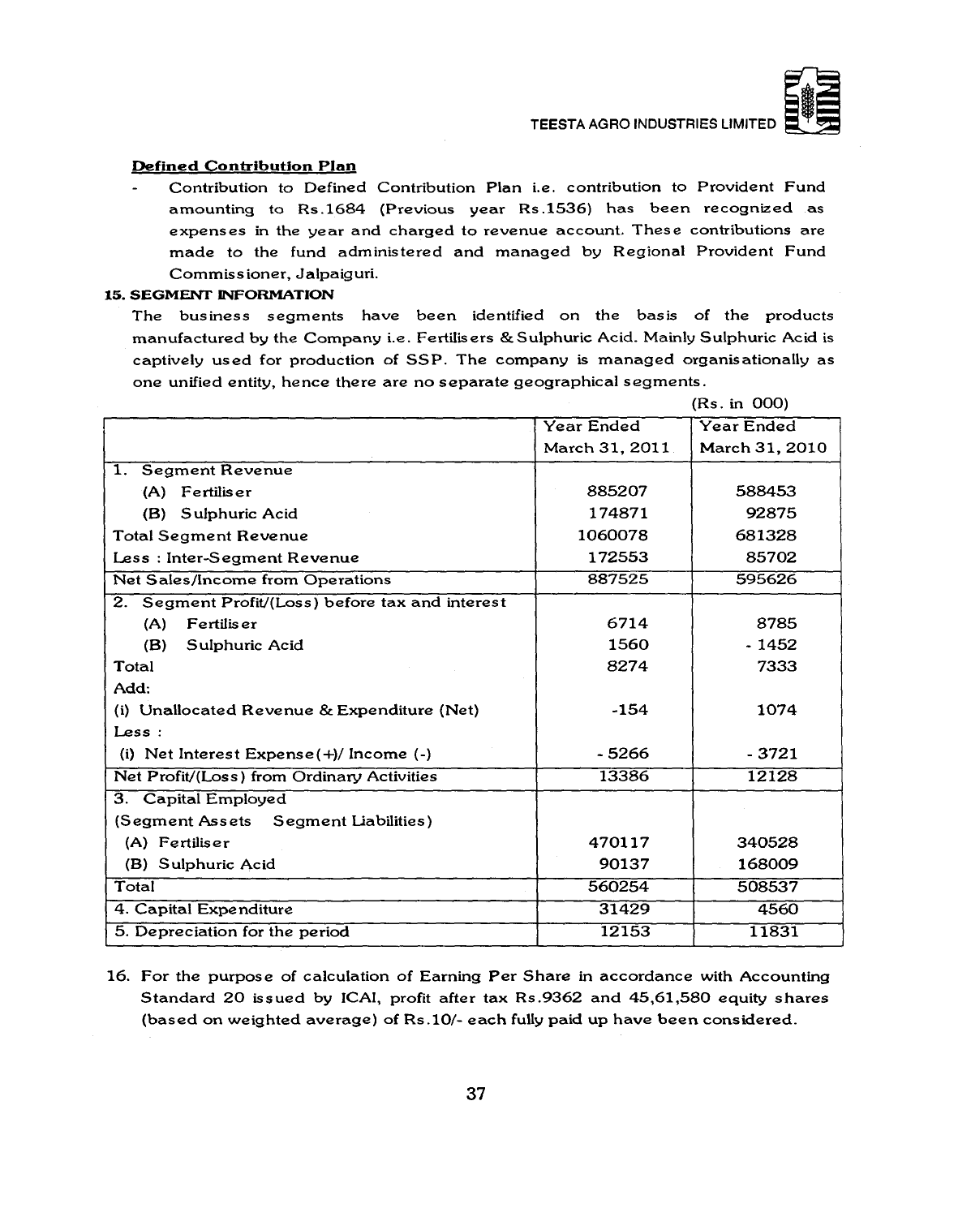### Defined Contribution Plan

- Contribution to Defined Contribution Plan i.e. contribution to Provident Fund amounting to Rs.1684 (Previous year Rs.1536) has been recognized as expenses in the year and charged to revenue account. These contributions are made to the fund administered and managed by Regional Provident Fund Commissioner, Jalpaiguri.

**15. SEGMENT INFORMATION**

The business segments have been identified on the basis of the products manufactured by the Company i.e. Fertilisers & Sulphuric Acid. Mainly Sulphuric Acid is captively used for production of SSP. The company is managed organisationally as one unified entity, hence there are no separate geographical segments.

(Rs. in 000)

| | Year Ended March 31, 2011 | Year Ended March 31, 2010 |
|---|---|---|
| 1. Segment Revenue | | |
| (A) Fertiliser | 885207 | 588453 |
| (B) Sulphuric Acid | 174871 | 92875 |
| Total Segment Revenue | 1060078 | 681328 |
| Less : Inter-Segment Revenue | 172553 | 85702 |
| Net Sales/Income from Operations | 887525 | 595626 |
| 2. Segment Profit/(Loss) before tax and interest | | |
| (A) Fertiliser | 6714 | 8785 |
| (B) Sulphuric Acid | 1560 | - 1452 |
| Total | 8274 | 7333 |
| Add: | | |
| (i) Unallocated Revenue & Expenditure (Net) | -154 | 1074 |
| Less : | | |
| (i) Net Interest Expense(+)/ Income (-) | - 5266 | - 3721 |
| Net Profit/(Loss) from Ordinary Activities | 13386 | 12128 |
| 3. Capital Employed | | |
| (Segment Assets Segment Liabilities) | | |
| (A) Fertiliser | 470117 | 340528 |
| (B) Sulphuric Acid | 90137 | 168009 |
| Total | 560254 | 508537 |
| 4. Capital Expenditure | 31429 | 4560 |
| 5. Depreciation for the period | 12153 | 11831 |

16. For the purpose of calculation of Earning Per Share in accordance with Accounting Standard 20 issued by ICAI, profit after tax Rs.9362 and 45,61,580 equity shares (based on weighted average) of Rs.10/- each fully paid up have been considered.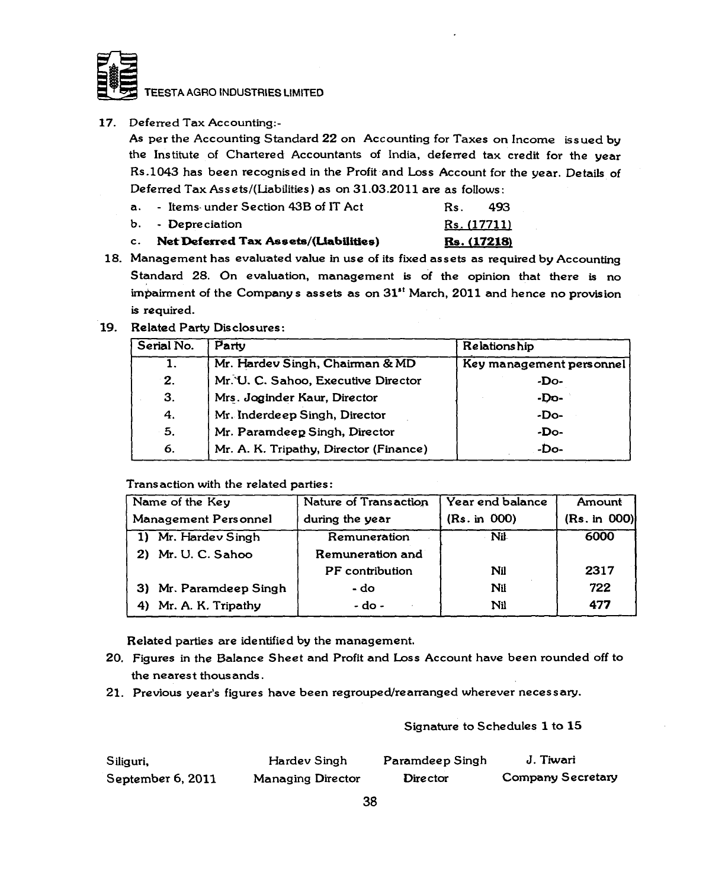17. Deferred Tax Accounting:-

As per the Accounting Standard 22 on Accounting for Taxes on Income issued by the Institute of Chartered Accountants of India, deferred tax credit for the year Rs.1043 has been recognised in the Profit and Loss Account for the year. Details of Deferred Tax Assets/(Liabilities) as on 31.03.2011 are as follows:

| | | |
|---|---|---|
| a. | - Items under Section 43B of IT Act | Rs. 493 |
| b. | - Depreciation | Rs. (17711) |
| c. | **Net Deferred Tax Assets/(Liabilities)** | **Rs. (17218)** |

18. Management has evaluated value in use of its fixed assets as required by Accounting Standard 28. On evaluation, management is of the opinion that there is no impairment of the Companys assets as on 31st March, 2011 and hence no provision is required.

19. Related Party Disclosures:

| Serial No. | Party | Relationship |
|---|---|---|
| 1. | Mr. Hardev Singh, Chairman & MD | Key management personnel |
| 2. | Mr. U. C. Sahoo, Executive Director | -Do- |
| 3. | Mrs. Joginder Kaur, Director | -Do- |
| 4. | Mr. Inderdeep Singh, Director | -Do- |
| 5. | Mr. Paramdeep Singh, Director | -Do- |
| 6. | Mr. A. K. Tripathy, Director (Finance) | -Do- |

Transaction with the related parties:

| Name of the Key Management Personnel | Nature of Transaction during the year | Year end balance (Rs. in 000) | Amount (Rs. in 000) |
|---|---|---|---|
| 1) Mr. Hardev Singh | Remuneration | Nil | 6000 |
| 2) Mr. U. C. Sahoo | Remuneration and PF contribution | Nil | 2317 |
| 3) Mr. Paramdeep Singh | - do | Nil | 722 |
| 4) Mr. A. K. Tripathy | - do - | Nil | 477 |

Related parties are identified by the management.

20. Figures in the Balance Sheet and Profit and Loss Account have been rounded off to the nearest thousands.

21. Previous year's figures have been regrouped/rearranged wherever necessary.

Signature to Schedules 1 to 15

| | | | |
|---|---|---|---|
| Siliguri, | Hardev Singh | Paramdeep Singh | J. Tiwari |
| September 6, 2011 | Managing Director | Director | Company Secretary |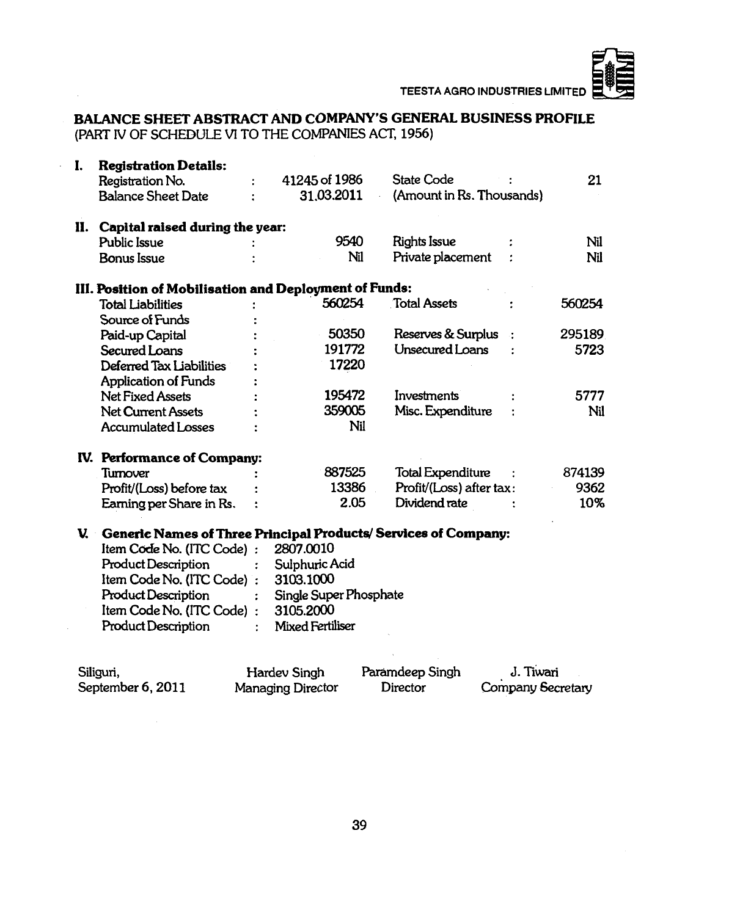## BALANCE SHEET ABSTRACT AND COMPANY'S GENERAL BUSINESS PROFILE

(PART IV OF SCHEDULE VI TO THE COMPANIES ACT, 1956)

**I. Registration Details:**

| | | | | | |
|---|---|---|---|---|---|
| Registration No. | : | 41245 of 1986 | State Code | : | 21 |
| Balance Sheet Date | : | 31.03.2011 | (Amount in Rs. Thousands) | | |

**II. Capital raised during the year:**

| | | | | | |
|---|---|---|---|---|---|
| Public Issue | : | 9540 | Rights Issue | : | Nil |
| Bonus Issue | : | Nil | Private placement | : | Nil |

**III. Position of Mobilisation and Deployment of Funds:**

| | | | | | |
|---|---|---|---|---|---|
| Total Liabilities | : | 560254 | Total Assets | : | 560254 |
| Source of Funds | : | | | | |
| Paid-up Capital | : | 50350 | Reserves & Surplus | : | 295189 |
| Secured Loans | : | 191772 | Unsecured Loans | : | 5723 |
| Deferred Tax Liabilities | : | 17220 | | | |
| Application of Funds | : | | | | |
| Net Fixed Assets | : | 195472 | Investments | : | 5777 |
| Net Current Assets | : | 359005 | Misc. Expenditure | : | Nil |
| Accumulated Losses | : | Nil | | | |

**IV. Performance of Company:**

| | | | | | |
|---|---|---|---|---|---|
| Turnover | : | 887525 | Total Expenditure | : | 874139 |
| Profit/(Loss) before tax | : | 13386 | Profit/(Loss) after tax | : | 9362 |
| Earning per Share in Rs. | : | 2.05 | Dividend rate | : | 10% |

**V. Generic Names of Three Principal Products/ Services of Company:**

| | | |
|---|---|---|
| Item Code No. (ITC Code) | : | 2807.0010 |
| Product Description | : | Sulphuric Acid |
| Item Code No. (ITC Code) | : | 3103.1000 |
| Product Description | : | Single Super Phosphate |
| Item Code No. (ITC Code) | : | 3105.2000 |
| Product Description | : | Mixed Fertiliser |

| | | | |
|---|---|---|---|
| Siliguri, | Hardev Singh | Paramdeep Singh | J. Tiwari |
| September 6, 2011 | Managing Director | Director | Company Secretary |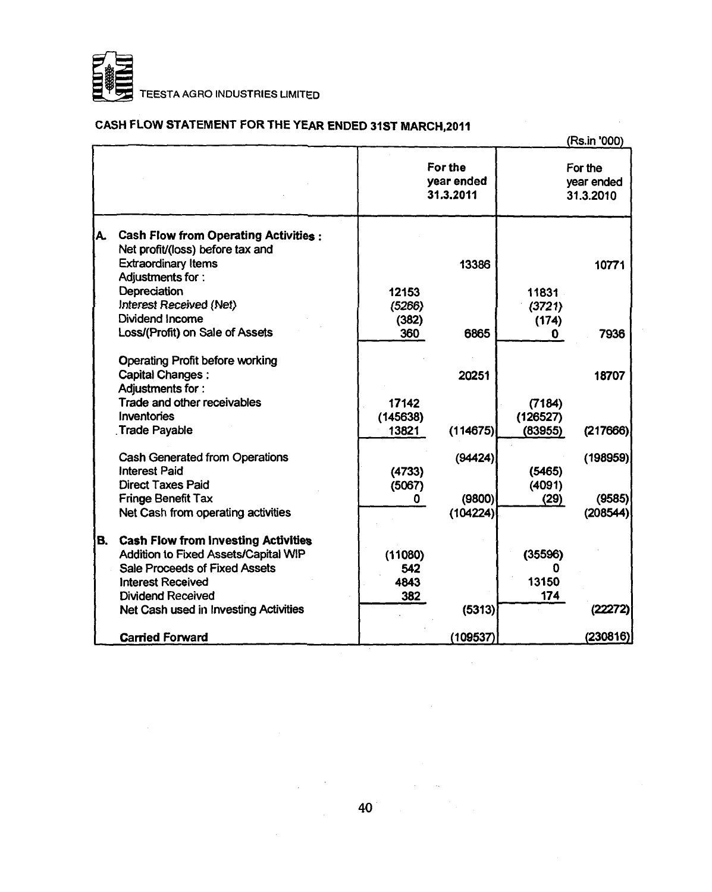TEESTA AGRO INDUSTRIES LIMITED

## CASH FLOW STATEMENT FOR THE YEAR ENDED 31ST MARCH,2011

(Rs.in '000)

| | | For the year ended 31.3.2011 | | For the year ended 31.3.2010 | |
|---|---|---|---|---|---|
| **A.** | **Cash Flow from Operating Activities :** | | | | |
| | Net profit/(loss) before tax and Extraordinary Items | | 13386 | | 10771 |
| | Adjustments for : | | | | |
| | Depreciation | 12153 | | 11831 | |
| | *Interest Received (Net)* | *(5266)* | | *(3721)* | |
| | Dividend Income | (382) | | (174) | |
| | Loss/(Profit) on Sale of Assets | 360 | 6865 | 0 | 7936 |
| | Operating Profit before working Capital Changes : | | 20251 | | 18707 |
| | Adjustments for : | | | | |
| | Trade and other receivables | 17142 | | (7184) | |
| | Inventories | (145638) | | (126527) | |
| | Trade Payable | 13821 | (114675) | (83955) | (217666) |
| | Cash Generated from Operations | | (94424) | | (198959) |
| | Interest Paid | (4733) | | (5465) | |
| | Direct Taxes Paid | (5067) | | (4091) | |
| | Fringe Benefit Tax | 0 | (9800) | (29) | (9585) |
| | Net Cash from operating activities | | (104224) | | (208544) |
| **B.** | **Cash Flow from Investing Activities** | | | | |
| | Addition to Fixed Assets/Capital WIP | (11080) | | (35596) | |
| | Sale Proceeds of Fixed Assets | 542 | | 0 | |
| | Interest Received | 4843 | | 13150 | |
| | Dividend Received | 382 | | 174 | |
| | Net Cash used in Investing Activities | | (5313) | | (22272) |
| | **Carried Forward** | | (109537) | | (230816) |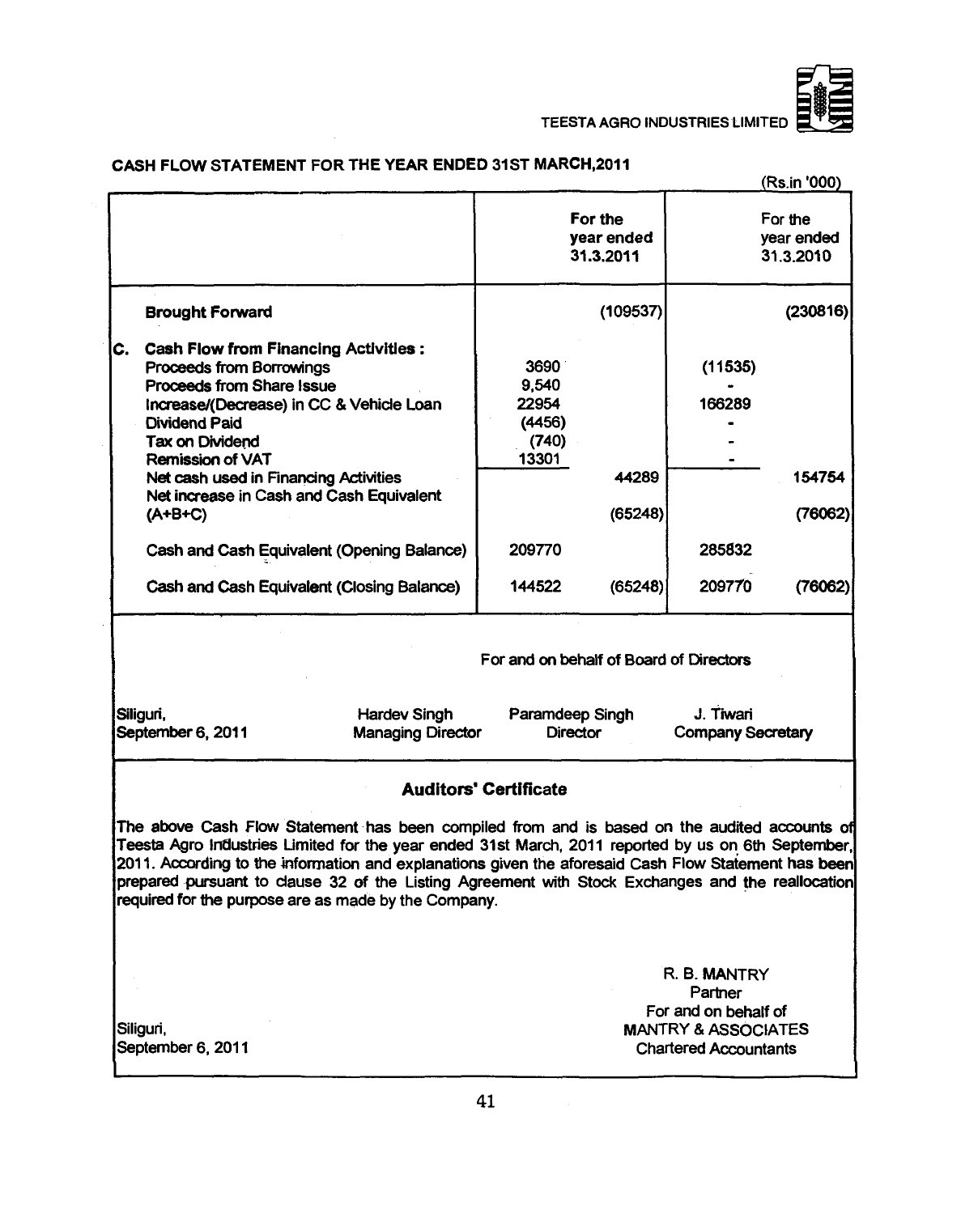## CASH FLOW STATEMENT FOR THE YEAR ENDED 31ST MARCH,2011

(Rs.in '000)

| | | For the year ended 31.3.2011 | | For the year ended 31.3.2010 |
|---|---|---|---|---|
| | **Brought Forward** | | (109537) | | (230816) |
| C. | **Cash Flow from Financing Activities :** | | | | |
| | Proceeds from Borrowings | 3690 | | (11535) | |
| | Proceeds from Share Issue | 9,540 | | - | |
| | Increase/(Decrease) in CC & Vehicle Loan | 22954 | | 166289 | |
| | Dividend Paid | (4456) | | - | |
| | Tax on Dividend | (740) | | - | |
| | Remission of VAT | 13301 | | - | |
| | Net cash used in Financing Activities | | 44289 | | 154754 |
| | Net increase in Cash and Cash Equivalent (A+B+C) | | (65248) | | (76062) |
| | Cash and Cash Equivalent (Opening Balance) | 209770 | | 285832 | |
| | Cash and Cash Equivalent (Closing Balance) | 144522 | (65248) | 209770 | (76062) |

For and on behalf of Board of Directors

| Siliguri, September 6, 2011 | Hardev Singh Managing Director | Paramdeep Singh Director | J. Tiwari Company Secretary |
|---|---|---|---|

### Auditors' Certificate

The above Cash Flow Statement has been compiled from and is based on the audited accounts of Teesta Agro Industries Limited for the year ended 31st March, 2011 reported by us on 6th September, 2011. According to the information and explanations given the aforesaid Cash Flow Statement has been prepared pursuant to clause 32 of the Listing Agreement with Stock Exchanges and the reallocation required for the purpose are as made by the Company.

R. B. MANTRY
Partner
For and on behalf of
MANTRY & ASSOCIATES
Chartered Accountants

Siliguri,
September 6, 2011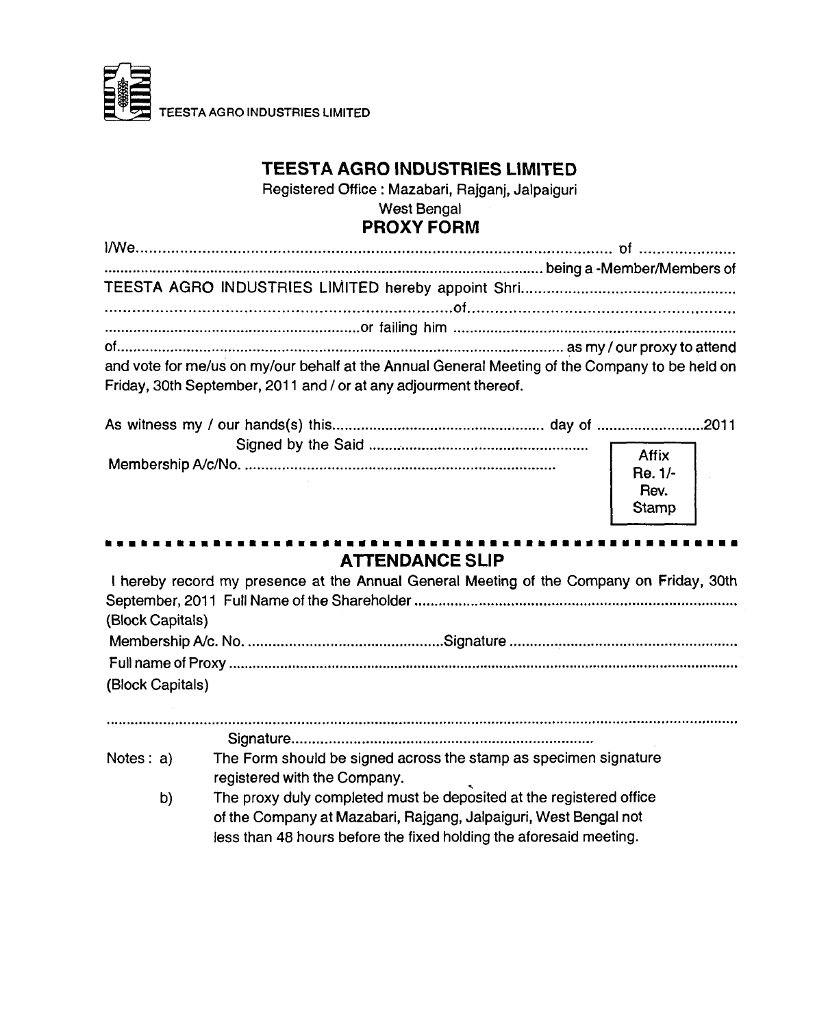TEESTA AGRO INDUSTRIES LIMITED

# TEESTA AGRO INDUSTRIES LIMITED

Registered Office : Mazabari, Rajganj, Jalpaiguri

West Bengal

## PROXY FORM

I/We.................................................................................................................. of ......................
.......................................................................................................... being a -Member/Members of
TEESTA AGRO INDUSTRIES LIMITED hereby appoint Shri..................................................
..........................................................................of..........................................................
..............................................................or failing him .....................................................
of........................................................................................................... as my / our proxy to attend
and vote for me/us on my/our behalf at the Annual General Meeting of the Company to be held on Friday, 30th September, 2011 and / or at any adjourment thereof.

As witness my / our hands(s) this.................................................... day of ..........................2011

Signed by the Said ......................................................

Membership A/c/No. ............................................................................

Affix Re. 1/- Rev. Stamp

---

## ATTENDANCE SLIP

I hereby record my presence at the Annual General Meeting of the Company on Friday, 30th September, 2011 Full Name of the Shareholder ................................................................................
(Block Capitals)

Membership A/c. No. ...............................................Signature .......................................................

Full name of Proxy ...........................................................................................................................
(Block Capitals)

..........................................................................................................................................................

Signature.......................................................................

Notes : a) The Form should be signed across the stamp as specimen signature registered with the Company.

b) The proxy duly completed must be deposited at the registered office of the Company at Mazabari, Rajgang, Jalpaiguri, West Bengal not less than 48 hours before the fixed holding the aforesaid meeting.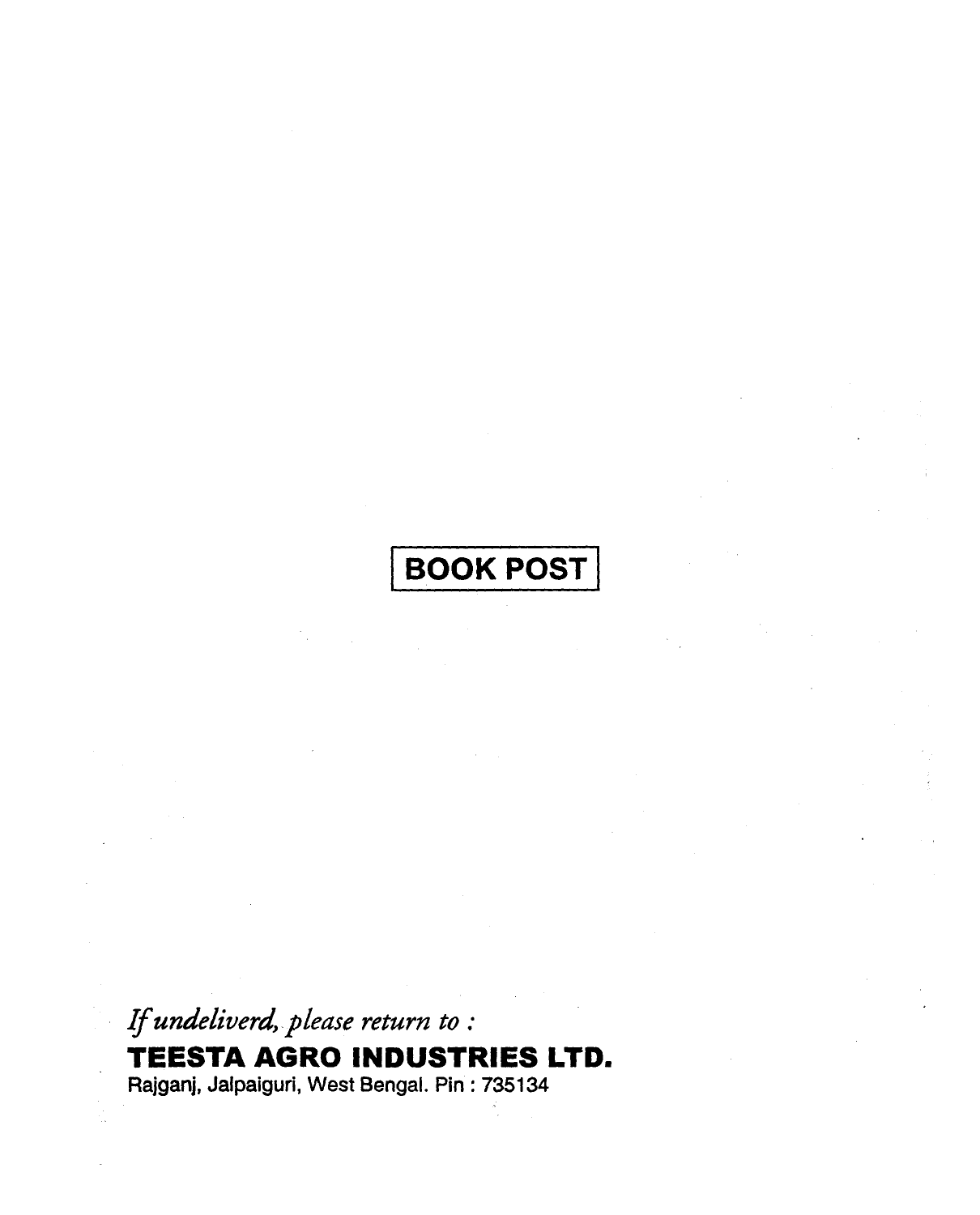**BOOK POST**

*If undeliverd, please return to :*

**TEESTA AGRO INDUSTRIES LTD.**

Rajganj, Jalpaiguri, West Bengal. Pin : 735134